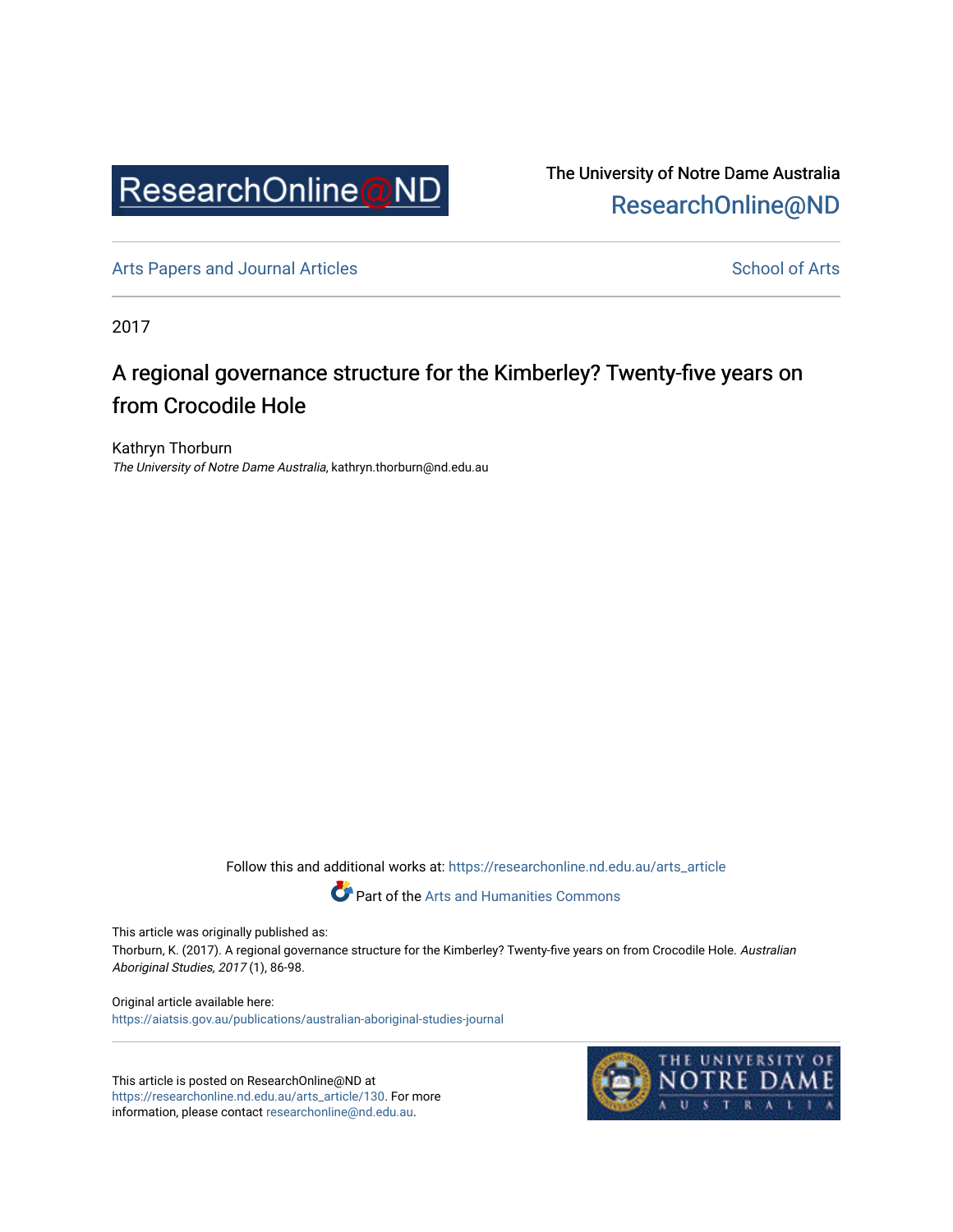ResearchOnline@ND

The University of Notre Dame Australia
ResearchOnline@ND

Arts Papers and Journal Articles

School of Arts

2017

# A regional governance structure for the Kimberley? Twenty-five years on from Crocodile Hole

Kathryn Thorburn
*The University of Notre Dame Australia*, kathryn.thorburn@nd.edu.au

Follow this and additional works at: https://researchonline.nd.edu.au/arts_article

Part of the Arts and Humanities Commons

This article was originally published as:
Thorburn, K. (2017). A regional governance structure for the Kimberley? Twenty-five years on from Crocodile Hole. *Australian Aboriginal Studies, 2017* (1), 86-98.

Original article available here:
https://aiatsis.gov.au/publications/australian-aboriginal-studies-journal

This article is posted on ResearchOnline@ND at https://researchonline.nd.edu.au/arts_article/130. For more information, please contact researchonline@nd.edu.au.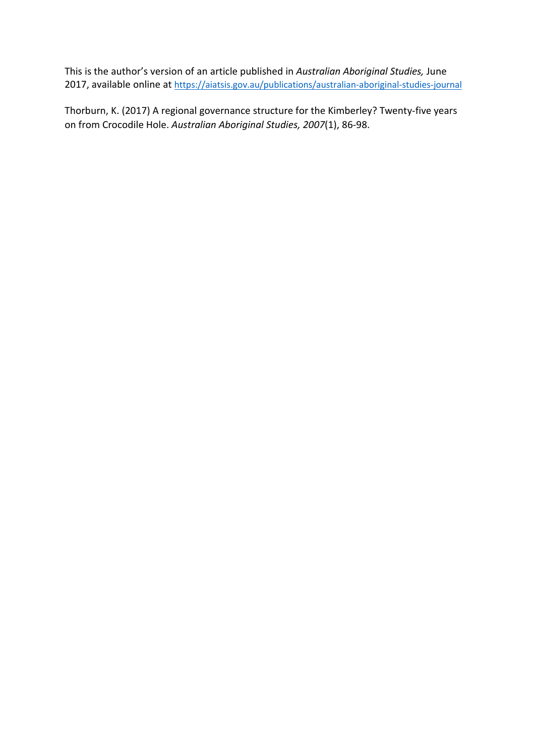This is the author's version of an article published in *Australian Aboriginal Studies,* June 2017, available online at [https://aiatsis.gov.au/publications/australian-aboriginal-studies-journal](https://aiatsis.gov.au/publications/australian-aboriginal-studies-journal)

Thorburn, K. (2017) A regional governance structure for the Kimberley? Twenty-five years on from Crocodile Hole. *Australian Aboriginal Studies, 2007*(1), 86-98.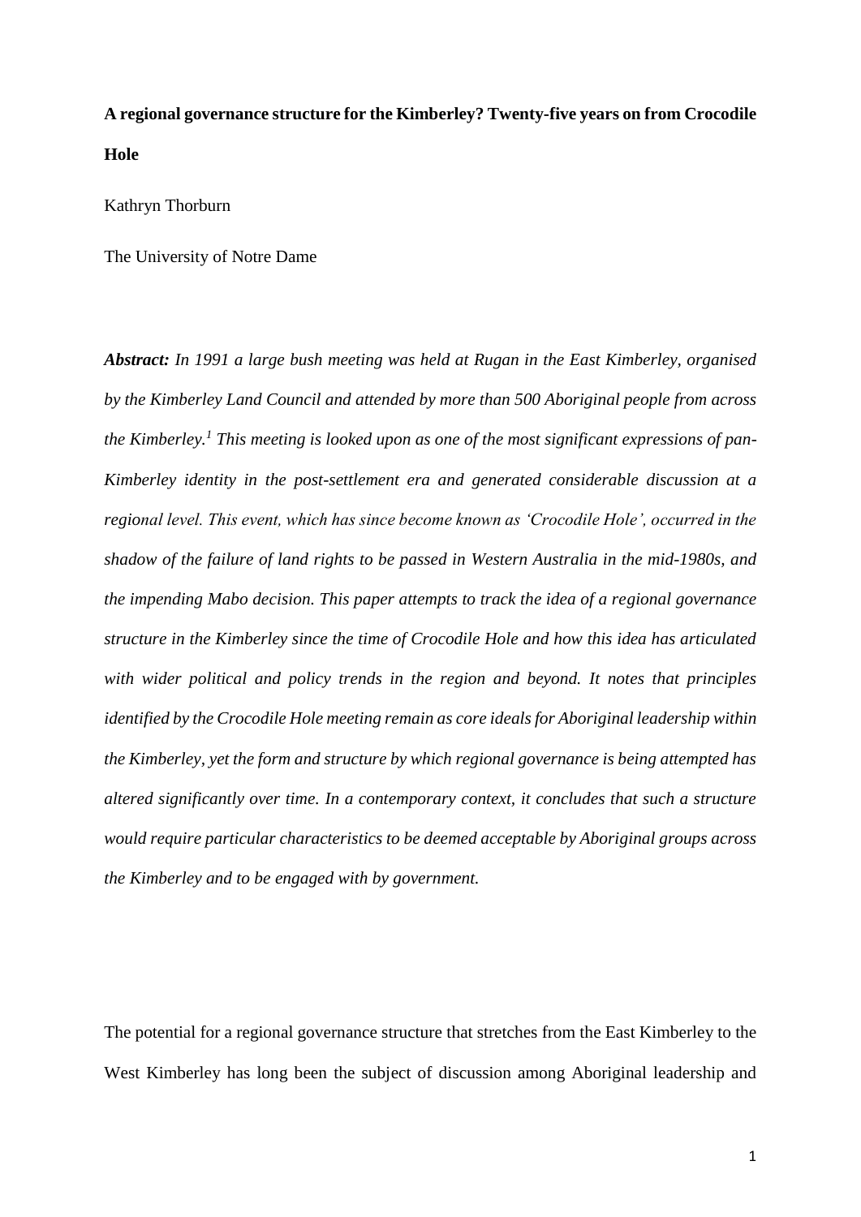**A regional governance structure for the Kimberley? Twenty-five years on from Crocodile Hole**

Kathryn Thorburn

The University of Notre Dame

***Abstract:*** *In 1991 a large bush meeting was held at Rugan in the East Kimberley, organised by the Kimberley Land Council and attended by more than 500 Aboriginal people from across the Kimberley.[1] This meeting is looked upon as one of the most significant expressions of pan-Kimberley identity in the post-settlement era and generated considerable discussion at a regional level. This event, which has since become known as 'Crocodile Hole', occurred in the shadow of the failure of land rights to be passed in Western Australia in the mid-1980s, and the impending Mabo decision. This paper attempts to track the idea of a regional governance structure in the Kimberley since the time of Crocodile Hole and how this idea has articulated with wider political and policy trends in the region and beyond. It notes that principles identified by the Crocodile Hole meeting remain as core ideals for Aboriginal leadership within the Kimberley, yet the form and structure by which regional governance is being attempted has altered significantly over time. In a contemporary context, it concludes that such a structure would require particular characteristics to be deemed acceptable by Aboriginal groups across the Kimberley and to be engaged with by government.*

The potential for a regional governance structure that stretches from the East Kimberley to the West Kimberley has long been the subject of discussion among Aboriginal leadership and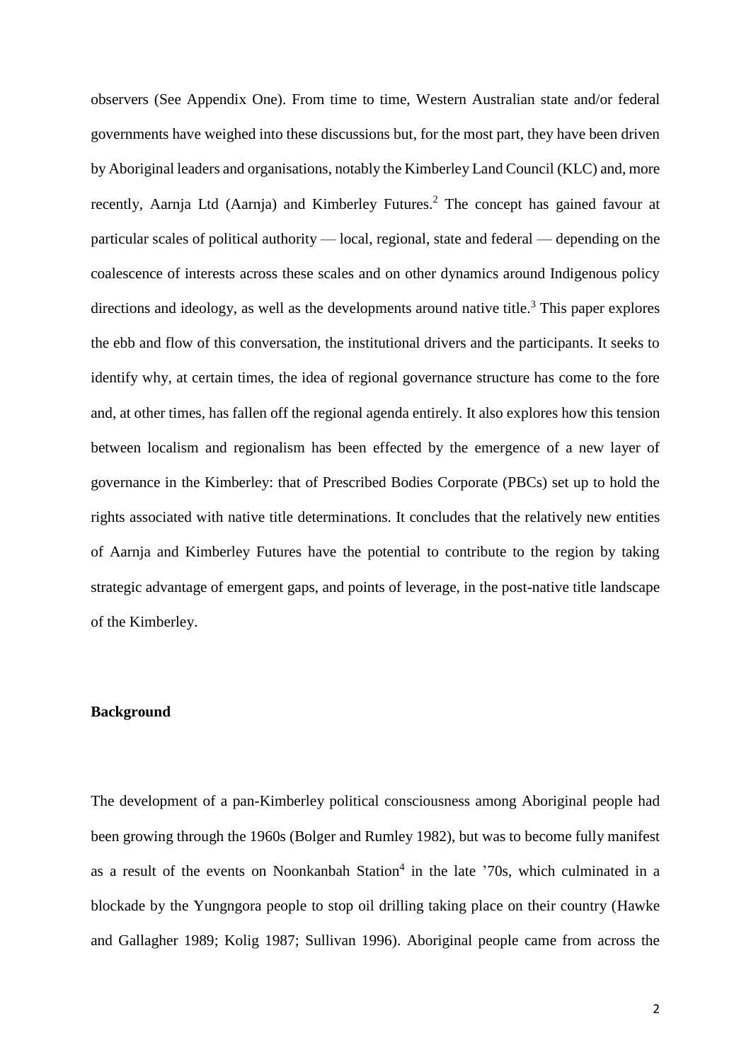observers (See Appendix One). From time to time, Western Australian state and/or federal governments have weighed into these discussions but, for the most part, they have been driven by Aboriginal leaders and organisations, notably the Kimberley Land Council (KLC) and, more recently, Aarnja Ltd (Aarnja) and Kimberley Futures.[2] The concept has gained favour at particular scales of political authority — local, regional, state and federal — depending on the coalescence of interests across these scales and on other dynamics around Indigenous policy directions and ideology, as well as the developments around native title.[3] This paper explores the ebb and flow of this conversation, the institutional drivers and the participants. It seeks to identify why, at certain times, the idea of regional governance structure has come to the fore and, at other times, has fallen off the regional agenda entirely. It also explores how this tension between localism and regionalism has been effected by the emergence of a new layer of governance in the Kimberley: that of Prescribed Bodies Corporate (PBCs) set up to hold the rights associated with native title determinations. It concludes that the relatively new entities of Aarnja and Kimberley Futures have the potential to contribute to the region by taking strategic advantage of emergent gaps, and points of leverage, in the post-native title landscape of the Kimberley.

**Background**

The development of a pan-Kimberley political consciousness among Aboriginal people had been growing through the 1960s (Bolger and Rumley 1982), but was to become fully manifest as a result of the events on Noonkanbah Station[4] in the late '70s, which culminated in a blockade by the Yungngora people to stop oil drilling taking place on their country (Hawke and Gallagher 1989; Kolig 1987; Sullivan 1996). Aboriginal people came from across the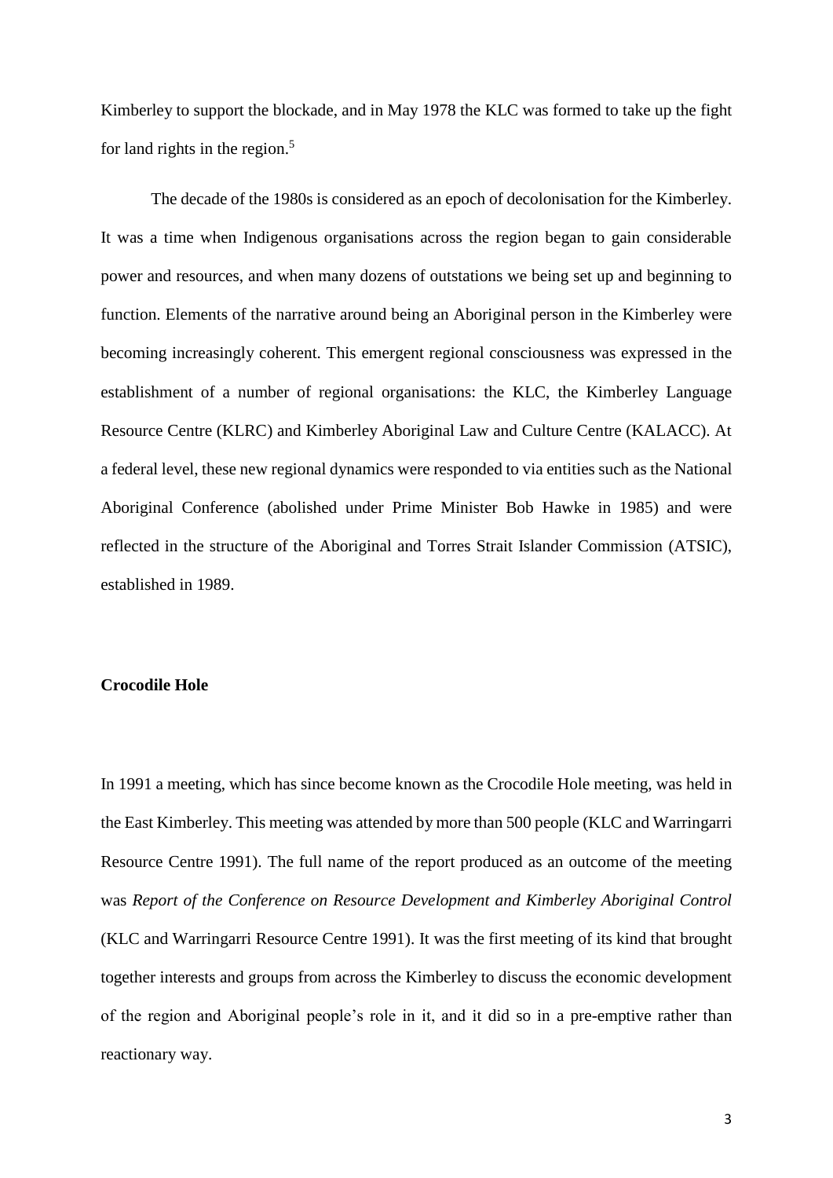Kimberley to support the blockade, and in May 1978 the KLC was formed to take up the fight for land rights in the region.[5]

The decade of the 1980s is considered as an epoch of decolonisation for the Kimberley. It was a time when Indigenous organisations across the region began to gain considerable power and resources, and when many dozens of outstations we being set up and beginning to function. Elements of the narrative around being an Aboriginal person in the Kimberley were becoming increasingly coherent. This emergent regional consciousness was expressed in the establishment of a number of regional organisations: the KLC, the Kimberley Language Resource Centre (KLRC) and Kimberley Aboriginal Law and Culture Centre (KALACC). At a federal level, these new regional dynamics were responded to via entities such as the National Aboriginal Conference (abolished under Prime Minister Bob Hawke in 1985) and were reflected in the structure of the Aboriginal and Torres Strait Islander Commission (ATSIC), established in 1989.

**Crocodile Hole**

In 1991 a meeting, which has since become known as the Crocodile Hole meeting, was held in the East Kimberley. This meeting was attended by more than 500 people (KLC and Warringarri Resource Centre 1991). The full name of the report produced as an outcome of the meeting was *Report of the Conference on Resource Development and Kimberley Aboriginal Control* (KLC and Warringarri Resource Centre 1991). It was the first meeting of its kind that brought together interests and groups from across the Kimberley to discuss the economic development of the region and Aboriginal people's role in it, and it did so in a pre-emptive rather than reactionary way.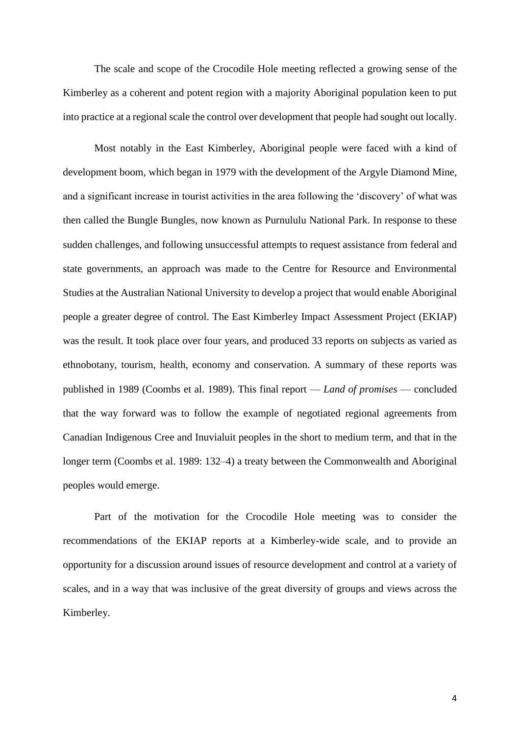The scale and scope of the Crocodile Hole meeting reflected a growing sense of the Kimberley as a coherent and potent region with a majority Aboriginal population keen to put into practice at a regional scale the control over development that people had sought out locally.

Most notably in the East Kimberley, Aboriginal people were faced with a kind of development boom, which began in 1979 with the development of the Argyle Diamond Mine, and a significant increase in tourist activities in the area following the 'discovery' of what was then called the Bungle Bungles, now known as Purnululu National Park. In response to these sudden challenges, and following unsuccessful attempts to request assistance from federal and state governments, an approach was made to the Centre for Resource and Environmental Studies at the Australian National University to develop a project that would enable Aboriginal people a greater degree of control. The East Kimberley Impact Assessment Project (EKIAP) was the result. It took place over four years, and produced 33 reports on subjects as varied as ethnobotany, tourism, health, economy and conservation. A summary of these reports was published in 1989 (Coombs et al. 1989). This final report — *Land of promises* — concluded that the way forward was to follow the example of negotiated regional agreements from Canadian Indigenous Cree and Inuvialuit peoples in the short to medium term, and that in the longer term (Coombs et al. 1989: 132–4) a treaty between the Commonwealth and Aboriginal peoples would emerge.

Part of the motivation for the Crocodile Hole meeting was to consider the recommendations of the EKIAP reports at a Kimberley-wide scale, and to provide an opportunity for a discussion around issues of resource development and control at a variety of scales, and in a way that was inclusive of the great diversity of groups and views across the Kimberley.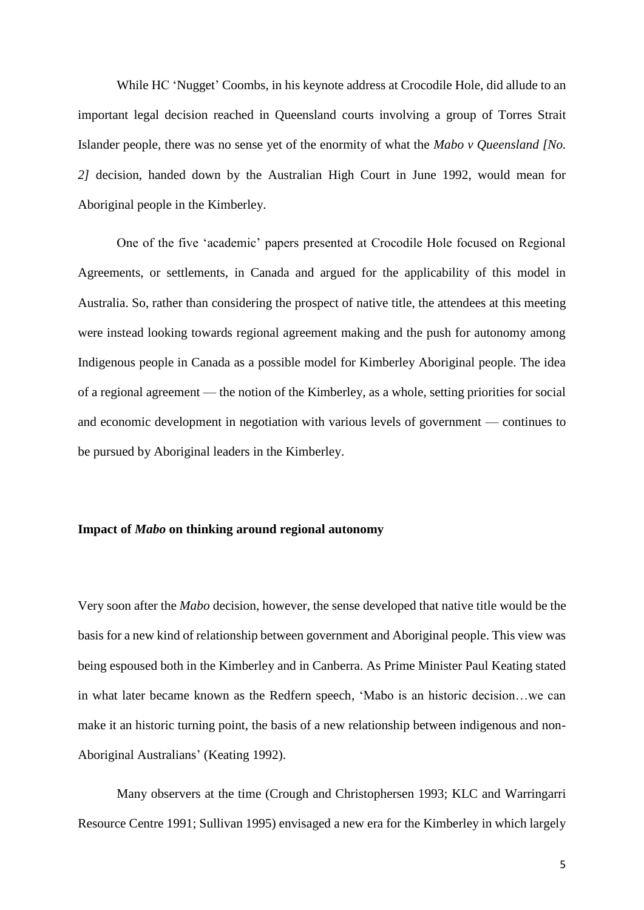While HC 'Nugget' Coombs, in his keynote address at Crocodile Hole, did allude to an important legal decision reached in Queensland courts involving a group of Torres Strait Islander people, there was no sense yet of the enormity of what the *Mabo v Queensland [No. 2]* decision, handed down by the Australian High Court in June 1992, would mean for Aboriginal people in the Kimberley.

One of the five 'academic' papers presented at Crocodile Hole focused on Regional Agreements, or settlements, in Canada and argued for the applicability of this model in Australia. So, rather than considering the prospect of native title, the attendees at this meeting were instead looking towards regional agreement making and the push for autonomy among Indigenous people in Canada as a possible model for Kimberley Aboriginal people. The idea of a regional agreement — the notion of the Kimberley, as a whole, setting priorities for social and economic development in negotiation with various levels of government — continues to be pursued by Aboriginal leaders in the Kimberley.

**Impact of *Mabo* on thinking around regional autonomy**

Very soon after the *Mabo* decision, however, the sense developed that native title would be the basis for a new kind of relationship between government and Aboriginal people. This view was being espoused both in the Kimberley and in Canberra. As Prime Minister Paul Keating stated in what later became known as the Redfern speech, 'Mabo is an historic decision…we can make it an historic turning point, the basis of a new relationship between indigenous and non-Aboriginal Australians' (Keating 1992).

Many observers at the time (Crough and Christophersen 1993; KLC and Warringarri Resource Centre 1991; Sullivan 1995) envisaged a new era for the Kimberley in which largely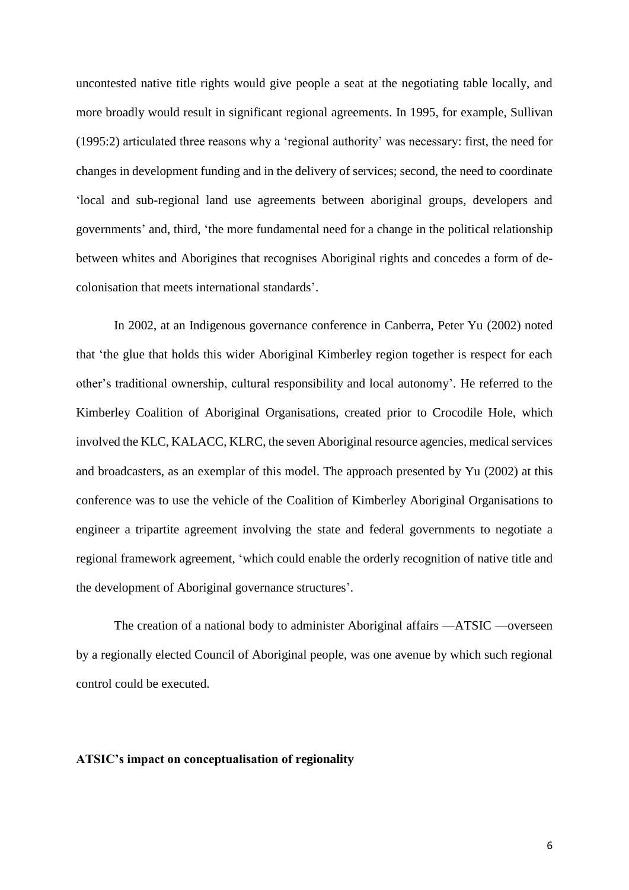uncontested native title rights would give people a seat at the negotiating table locally, and more broadly would result in significant regional agreements. In 1995, for example, Sullivan (1995:2) articulated three reasons why a 'regional authority' was necessary: first, the need for changes in development funding and in the delivery of services; second, the need to coordinate 'local and sub-regional land use agreements between aboriginal groups, developers and governments' and, third, 'the more fundamental need for a change in the political relationship between whites and Aborigines that recognises Aboriginal rights and concedes a form of de-colonisation that meets international standards'.

In 2002, at an Indigenous governance conference in Canberra, Peter Yu (2002) noted that 'the glue that holds this wider Aboriginal Kimberley region together is respect for each other's traditional ownership, cultural responsibility and local autonomy'. He referred to the Kimberley Coalition of Aboriginal Organisations, created prior to Crocodile Hole, which involved the KLC, KALACC, KLRC, the seven Aboriginal resource agencies, medical services and broadcasters, as an exemplar of this model. The approach presented by Yu (2002) at this conference was to use the vehicle of the Coalition of Kimberley Aboriginal Organisations to engineer a tripartite agreement involving the state and federal governments to negotiate a regional framework agreement, 'which could enable the orderly recognition of native title and the development of Aboriginal governance structures'.

The creation of a national body to administer Aboriginal affairs —ATSIC —overseen by a regionally elected Council of Aboriginal people, was one avenue by which such regional control could be executed.

**ATSIC's impact on conceptualisation of regionality**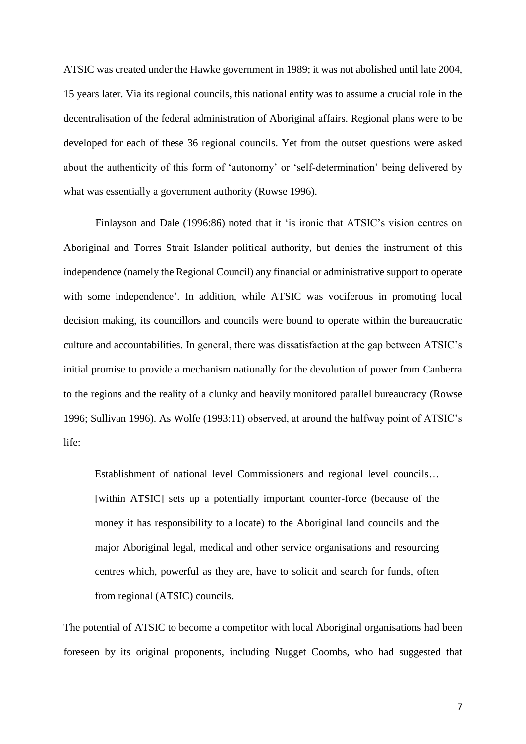ATSIC was created under the Hawke government in 1989; it was not abolished until late 2004, 15 years later. Via its regional councils, this national entity was to assume a crucial role in the decentralisation of the federal administration of Aboriginal affairs. Regional plans were to be developed for each of these 36 regional councils. Yet from the outset questions were asked about the authenticity of this form of 'autonomy' or 'self-determination' being delivered by what was essentially a government authority (Rowse 1996).

Finlayson and Dale (1996:86) noted that it 'is ironic that ATSIC's vision centres on Aboriginal and Torres Strait Islander political authority, but denies the instrument of this independence (namely the Regional Council) any financial or administrative support to operate with some independence'. In addition, while ATSIC was vociferous in promoting local decision making, its councillors and councils were bound to operate within the bureaucratic culture and accountabilities. In general, there was dissatisfaction at the gap between ATSIC's initial promise to provide a mechanism nationally for the devolution of power from Canberra to the regions and the reality of a clunky and heavily monitored parallel bureaucracy (Rowse 1996; Sullivan 1996). As Wolfe (1993:11) observed, at around the halfway point of ATSIC's life:

> Establishment of national level Commissioners and regional level councils… [within ATSIC] sets up a potentially important counter-force (because of the money it has responsibility to allocate) to the Aboriginal land councils and the major Aboriginal legal, medical and other service organisations and resourcing centres which, powerful as they are, have to solicit and search for funds, often from regional (ATSIC) councils.

The potential of ATSIC to become a competitor with local Aboriginal organisations had been foreseen by its original proponents, including Nugget Coombs, who had suggested that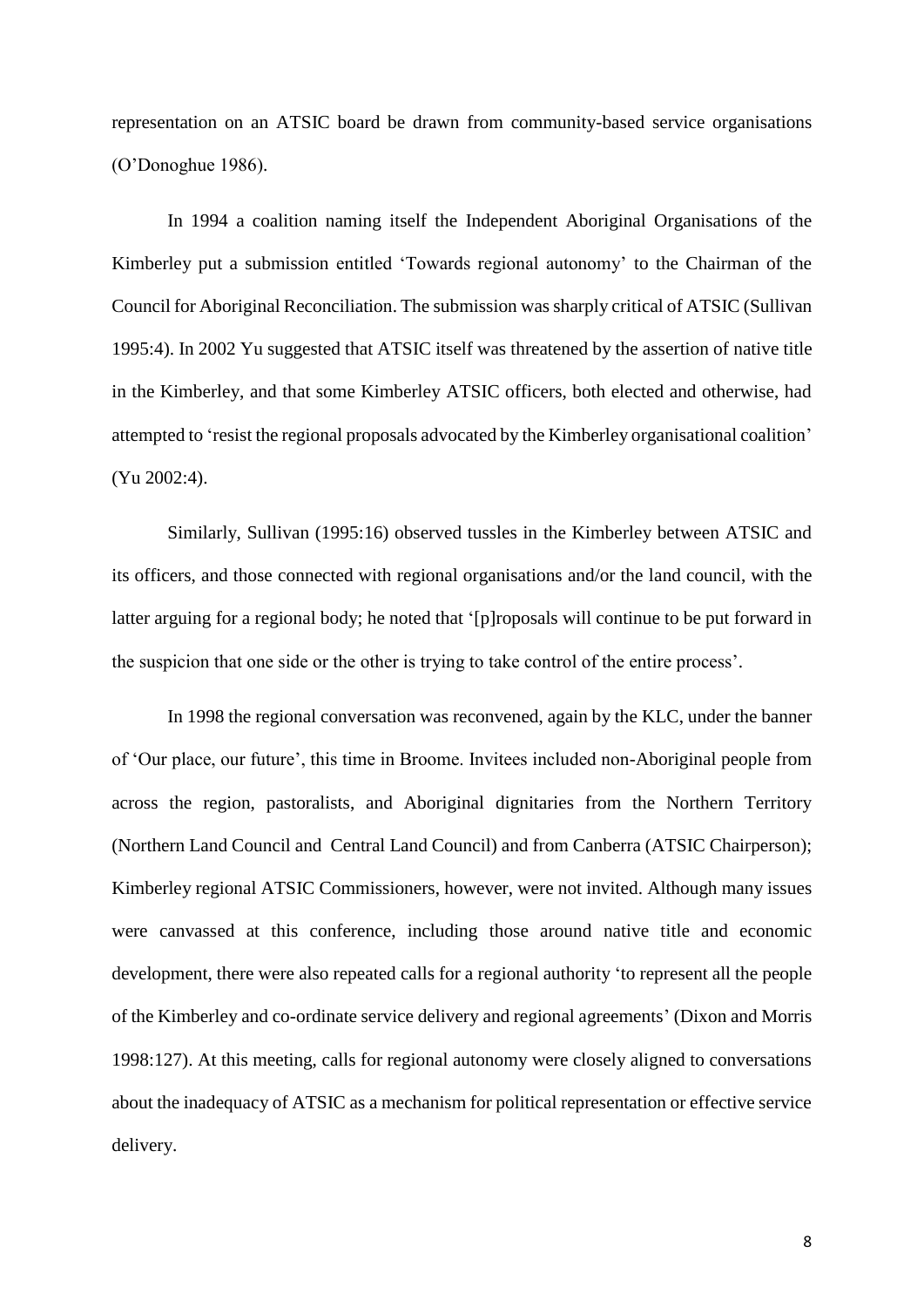representation on an ATSIC board be drawn from community-based service organisations (O'Donoghue 1986).

In 1994 a coalition naming itself the Independent Aboriginal Organisations of the Kimberley put a submission entitled 'Towards regional autonomy' to the Chairman of the Council for Aboriginal Reconciliation. The submission was sharply critical of ATSIC (Sullivan 1995:4). In 2002 Yu suggested that ATSIC itself was threatened by the assertion of native title in the Kimberley, and that some Kimberley ATSIC officers, both elected and otherwise, had attempted to 'resist the regional proposals advocated by the Kimberley organisational coalition' (Yu 2002:4).

Similarly, Sullivan (1995:16) observed tussles in the Kimberley between ATSIC and its officers, and those connected with regional organisations and/or the land council, with the latter arguing for a regional body; he noted that '[p]roposals will continue to be put forward in the suspicion that one side or the other is trying to take control of the entire process'.

In 1998 the regional conversation was reconvened, again by the KLC, under the banner of 'Our place, our future', this time in Broome. Invitees included non-Aboriginal people from across the region, pastoralists, and Aboriginal dignitaries from the Northern Territory (Northern Land Council and Central Land Council) and from Canberra (ATSIC Chairperson); Kimberley regional ATSIC Commissioners, however, were not invited. Although many issues were canvassed at this conference, including those around native title and economic development, there were also repeated calls for a regional authority 'to represent all the people of the Kimberley and co-ordinate service delivery and regional agreements' (Dixon and Morris 1998:127). At this meeting, calls for regional autonomy were closely aligned to conversations about the inadequacy of ATSIC as a mechanism for political representation or effective service delivery.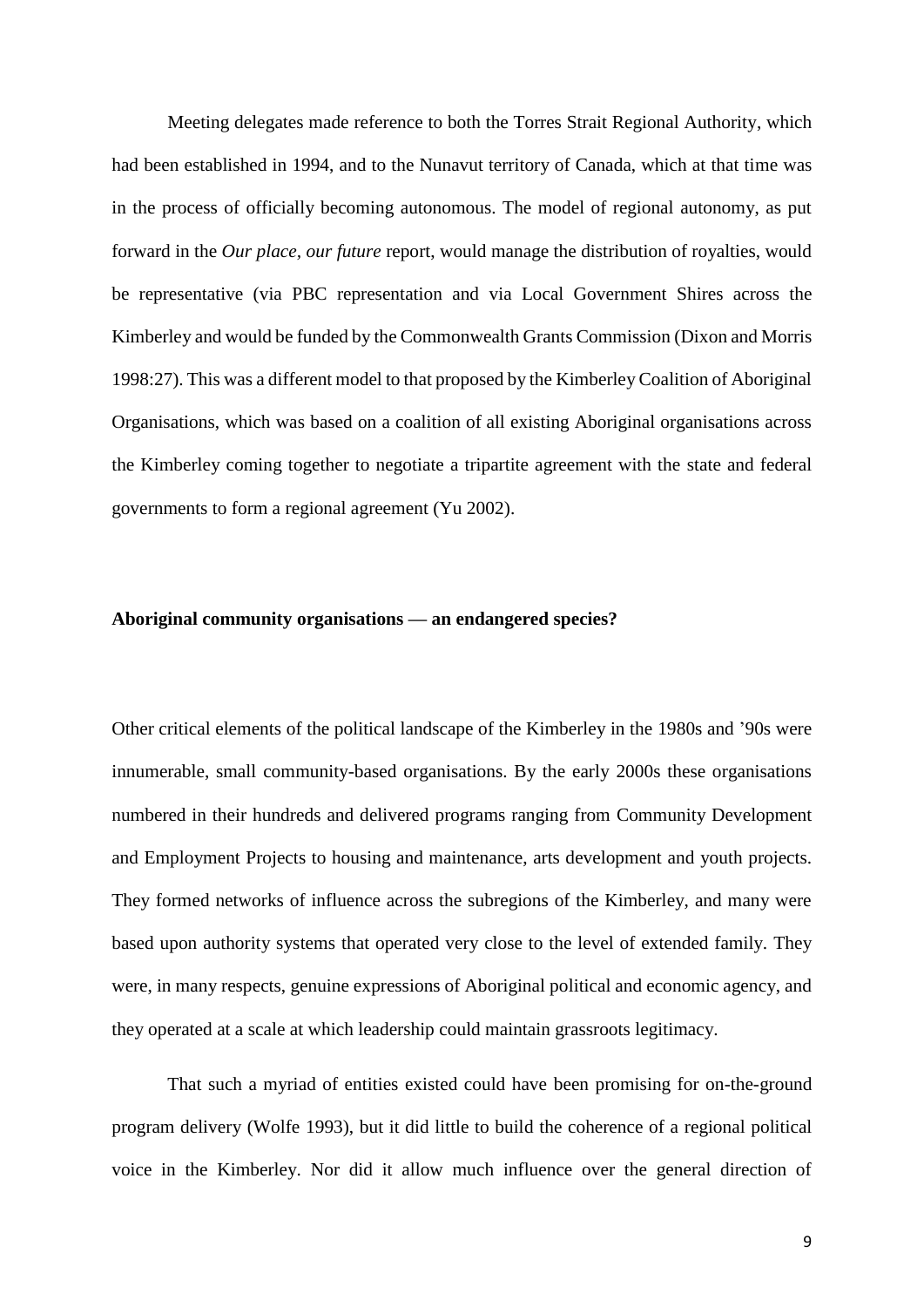Meeting delegates made reference to both the Torres Strait Regional Authority, which had been established in 1994, and to the Nunavut territory of Canada, which at that time was in the process of officially becoming autonomous. The model of regional autonomy, as put forward in the *Our place, our future* report, would manage the distribution of royalties, would be representative (via PBC representation and via Local Government Shires across the Kimberley and would be funded by the Commonwealth Grants Commission (Dixon and Morris 1998:27). This was a different model to that proposed by the Kimberley Coalition of Aboriginal Organisations, which was based on a coalition of all existing Aboriginal organisations across the Kimberley coming together to negotiate a tripartite agreement with the state and federal governments to form a regional agreement (Yu 2002).

**Aboriginal community organisations — an endangered species?**

Other critical elements of the political landscape of the Kimberley in the 1980s and '90s were innumerable, small community-based organisations. By the early 2000s these organisations numbered in their hundreds and delivered programs ranging from Community Development and Employment Projects to housing and maintenance, arts development and youth projects. They formed networks of influence across the subregions of the Kimberley, and many were based upon authority systems that operated very close to the level of extended family. They were, in many respects, genuine expressions of Aboriginal political and economic agency, and they operated at a scale at which leadership could maintain grassroots legitimacy.

That such a myriad of entities existed could have been promising for on-the-ground program delivery (Wolfe 1993), but it did little to build the coherence of a regional political voice in the Kimberley. Nor did it allow much influence over the general direction of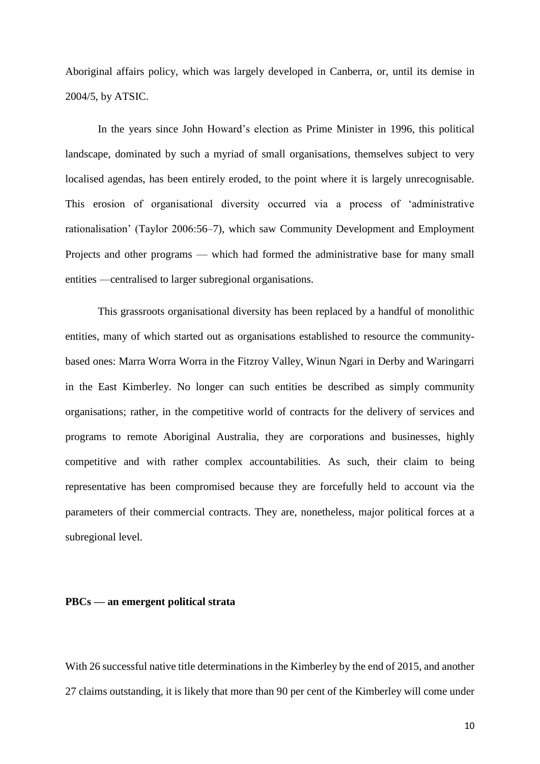Aboriginal affairs policy, which was largely developed in Canberra, or, until its demise in 2004/5, by ATSIC.

In the years since John Howard's election as Prime Minister in 1996, this political landscape, dominated by such a myriad of small organisations, themselves subject to very localised agendas, has been entirely eroded, to the point where it is largely unrecognisable. This erosion of organisational diversity occurred via a process of 'administrative rationalisation' (Taylor 2006:56–7), which saw Community Development and Employment Projects and other programs — which had formed the administrative base for many small entities —centralised to larger subregional organisations.

This grassroots organisational diversity has been replaced by a handful of monolithic entities, many of which started out as organisations established to resource the community-based ones: Marra Worra Worra in the Fitzroy Valley, Winun Ngari in Derby and Waringarri in the East Kimberley. No longer can such entities be described as simply community organisations; rather, in the competitive world of contracts for the delivery of services and programs to remote Aboriginal Australia, they are corporations and businesses, highly competitive and with rather complex accountabilities. As such, their claim to being representative has been compromised because they are forcefully held to account via the parameters of their commercial contracts. They are, nonetheless, major political forces at a subregional level.

**PBCs — an emergent political strata**

With 26 successful native title determinations in the Kimberley by the end of 2015, and another 27 claims outstanding, it is likely that more than 90 per cent of the Kimberley will come under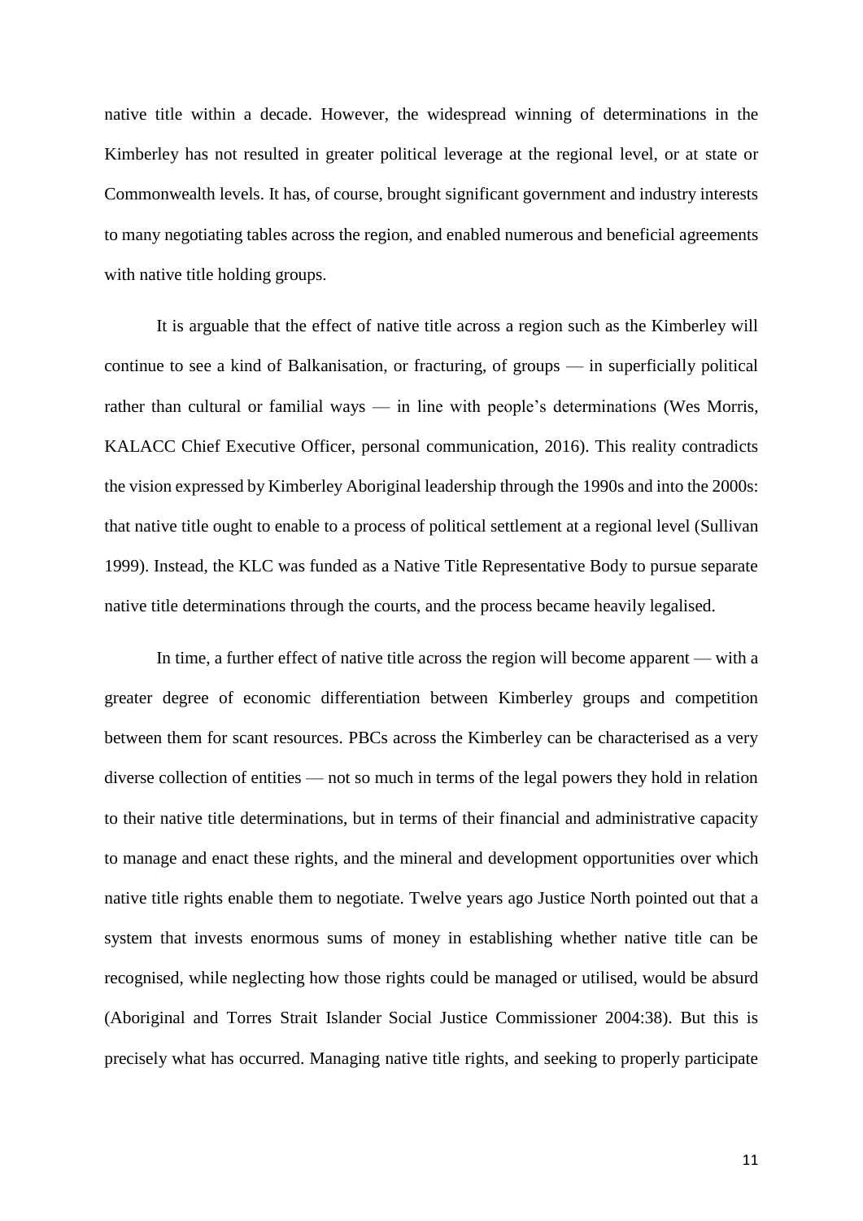native title within a decade. However, the widespread winning of determinations in the Kimberley has not resulted in greater political leverage at the regional level, or at state or Commonwealth levels. It has, of course, brought significant government and industry interests to many negotiating tables across the region, and enabled numerous and beneficial agreements with native title holding groups.

It is arguable that the effect of native title across a region such as the Kimberley will continue to see a kind of Balkanisation, or fracturing, of groups — in superficially political rather than cultural or familial ways — in line with people's determinations (Wes Morris, KALACC Chief Executive Officer, personal communication, 2016). This reality contradicts the vision expressed by Kimberley Aboriginal leadership through the 1990s and into the 2000s: that native title ought to enable to a process of political settlement at a regional level (Sullivan 1999). Instead, the KLC was funded as a Native Title Representative Body to pursue separate native title determinations through the courts, and the process became heavily legalised.

In time, a further effect of native title across the region will become apparent — with a greater degree of economic differentiation between Kimberley groups and competition between them for scant resources. PBCs across the Kimberley can be characterised as a very diverse collection of entities — not so much in terms of the legal powers they hold in relation to their native title determinations, but in terms of their financial and administrative capacity to manage and enact these rights, and the mineral and development opportunities over which native title rights enable them to negotiate. Twelve years ago Justice North pointed out that a system that invests enormous sums of money in establishing whether native title can be recognised, while neglecting how those rights could be managed or utilised, would be absurd (Aboriginal and Torres Strait Islander Social Justice Commissioner 2004:38). But this is precisely what has occurred. Managing native title rights, and seeking to properly participate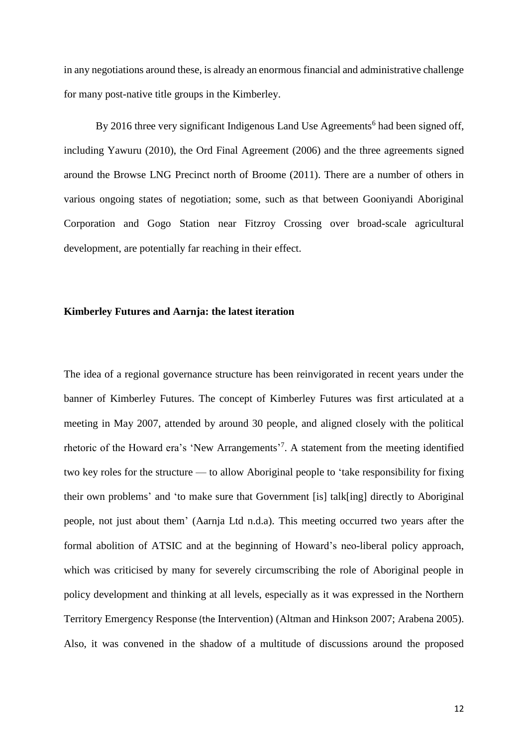in any negotiations around these, is already an enormous financial and administrative challenge for many post-native title groups in the Kimberley.

By 2016 three very significant Indigenous Land Use Agreements[6] had been signed off, including Yawuru (2010), the Ord Final Agreement (2006) and the three agreements signed around the Browse LNG Precinct north of Broome (2011). There are a number of others in various ongoing states of negotiation; some, such as that between Gooniyandi Aboriginal Corporation and Gogo Station near Fitzroy Crossing over broad-scale agricultural development, are potentially far reaching in their effect.

## Kimberley Futures and Aarnja: the latest iteration

The idea of a regional governance structure has been reinvigorated in recent years under the banner of Kimberley Futures. The concept of Kimberley Futures was first articulated at a meeting in May 2007, attended by around 30 people, and aligned closely with the political rhetoric of the Howard era's 'New Arrangements'[7]. A statement from the meeting identified two key roles for the structure — to allow Aboriginal people to 'take responsibility for fixing their own problems' and 'to make sure that Government [is] talk[ing] directly to Aboriginal people, not just about them' (Aarnja Ltd n.d.a). This meeting occurred two years after the formal abolition of ATSIC and at the beginning of Howard's neo-liberal policy approach, which was criticised by many for severely circumscribing the role of Aboriginal people in policy development and thinking at all levels, especially as it was expressed in the Northern Territory Emergency Response (the Intervention) (Altman and Hinkson 2007; Arabena 2005). Also, it was convened in the shadow of a multitude of discussions around the proposed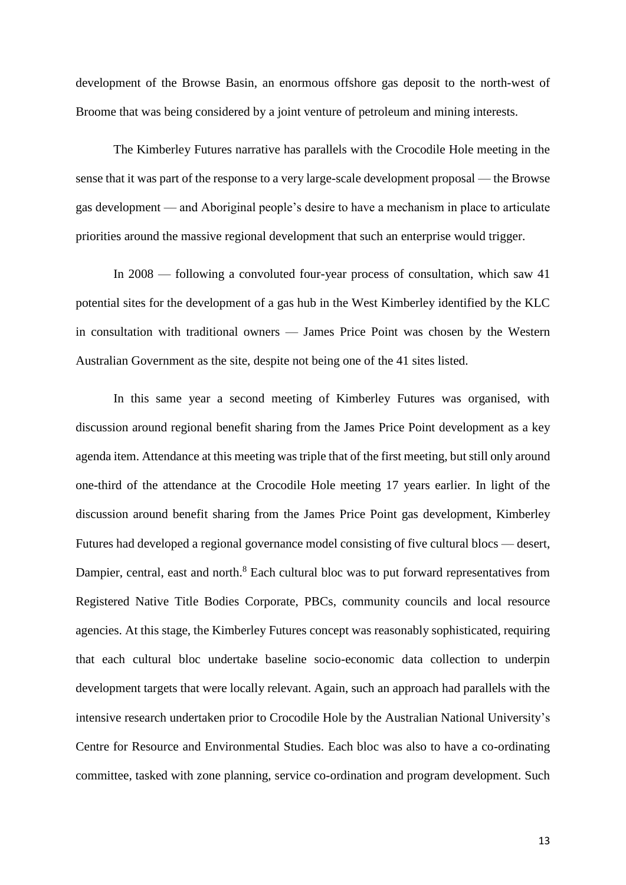development of the Browse Basin, an enormous offshore gas deposit to the north-west of Broome that was being considered by a joint venture of petroleum and mining interests.

The Kimberley Futures narrative has parallels with the Crocodile Hole meeting in the sense that it was part of the response to a very large-scale development proposal — the Browse gas development — and Aboriginal people's desire to have a mechanism in place to articulate priorities around the massive regional development that such an enterprise would trigger.

In 2008 — following a convoluted four-year process of consultation, which saw 41 potential sites for the development of a gas hub in the West Kimberley identified by the KLC in consultation with traditional owners — James Price Point was chosen by the Western Australian Government as the site, despite not being one of the 41 sites listed.

In this same year a second meeting of Kimberley Futures was organised, with discussion around regional benefit sharing from the James Price Point development as a key agenda item. Attendance at this meeting was triple that of the first meeting, but still only around one-third of the attendance at the Crocodile Hole meeting 17 years earlier. In light of the discussion around benefit sharing from the James Price Point gas development, Kimberley Futures had developed a regional governance model consisting of five cultural blocs — desert, Dampier, central, east and north.[8] Each cultural bloc was to put forward representatives from Registered Native Title Bodies Corporate, PBCs, community councils and local resource agencies. At this stage, the Kimberley Futures concept was reasonably sophisticated, requiring that each cultural bloc undertake baseline socio-economic data collection to underpin development targets that were locally relevant. Again, such an approach had parallels with the intensive research undertaken prior to Crocodile Hole by the Australian National University's Centre for Resource and Environmental Studies. Each bloc was also to have a co-ordinating committee, tasked with zone planning, service co-ordination and program development. Such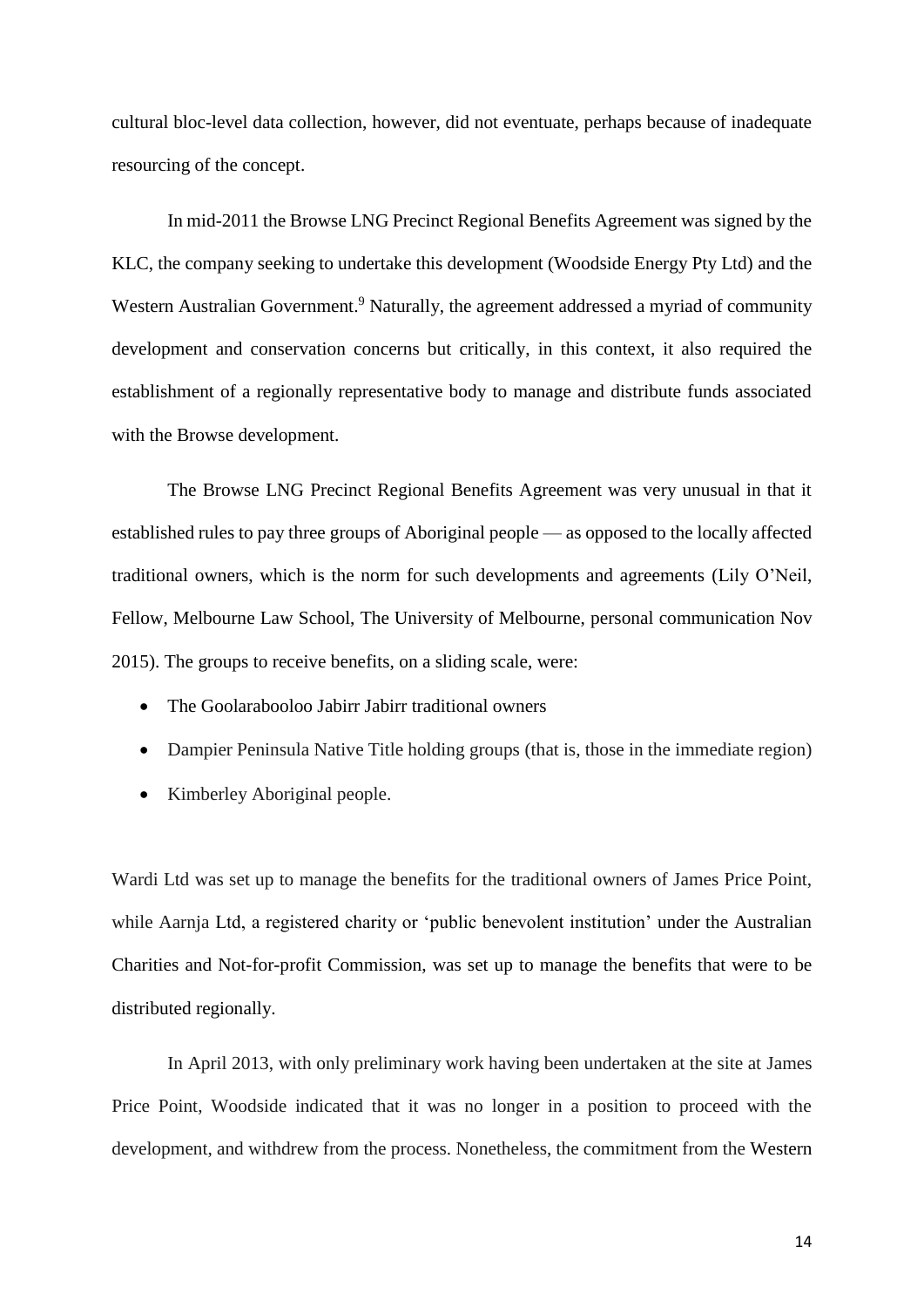cultural bloc-level data collection, however, did not eventuate, perhaps because of inadequate resourcing of the concept.

In mid-2011 the Browse LNG Precinct Regional Benefits Agreement was signed by the KLC, the company seeking to undertake this development (Woodside Energy Pty Ltd) and the Western Australian Government.[9] Naturally, the agreement addressed a myriad of community development and conservation concerns but critically, in this context, it also required the establishment of a regionally representative body to manage and distribute funds associated with the Browse development.

The Browse LNG Precinct Regional Benefits Agreement was very unusual in that it established rules to pay three groups of Aboriginal people — as opposed to the locally affected traditional owners, which is the norm for such developments and agreements (Lily O'Neil, Fellow, Melbourne Law School, The University of Melbourne, personal communication Nov 2015). The groups to receive benefits, on a sliding scale, were:

- The Goolarabooloo Jabirr Jabirr traditional owners
- Dampier Peninsula Native Title holding groups (that is, those in the immediate region)
- Kimberley Aboriginal people.

Wardi Ltd was set up to manage the benefits for the traditional owners of James Price Point, while Aarnja Ltd, a registered charity or 'public benevolent institution' under the Australian Charities and Not-for-profit Commission, was set up to manage the benefits that were to be distributed regionally.

In April 2013, with only preliminary work having been undertaken at the site at James Price Point, Woodside indicated that it was no longer in a position to proceed with the development, and withdrew from the process. Nonetheless, the commitment from the Western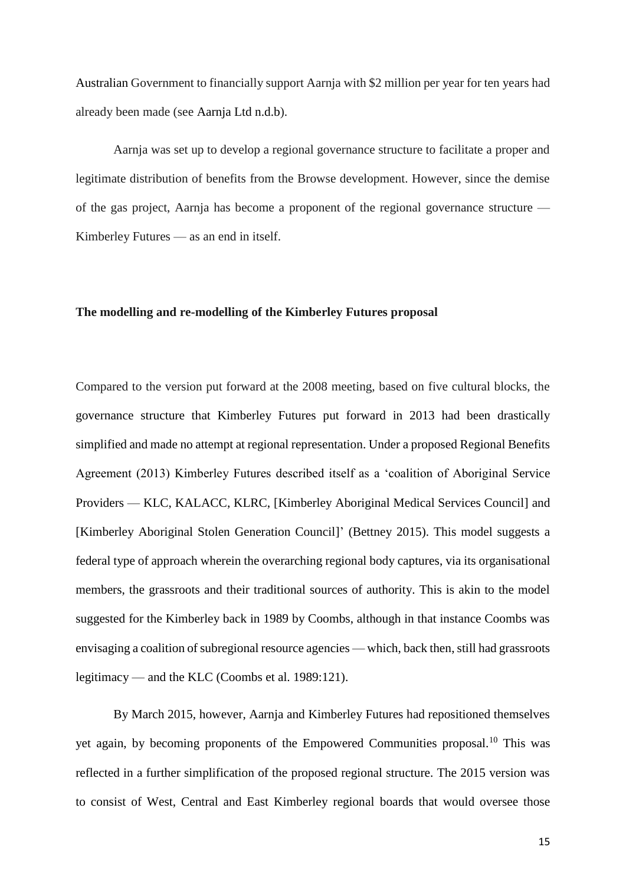Australian Government to financially support Aarnja with $2 million per year for ten years had already been made (see Aarnja Ltd n.d.b).

Aarnja was set up to develop a regional governance structure to facilitate a proper and legitimate distribution of benefits from the Browse development. However, since the demise of the gas project, Aarnja has become a proponent of the regional governance structure — Kimberley Futures — as an end in itself.

**The modelling and re-modelling of the Kimberley Futures proposal**

Compared to the version put forward at the 2008 meeting, based on five cultural blocks, the governance structure that Kimberley Futures put forward in 2013 had been drastically simplified and made no attempt at regional representation. Under a proposed Regional Benefits Agreement (2013) Kimberley Futures described itself as a 'coalition of Aboriginal Service Providers — KLC, KALACC, KLRC, [Kimberley Aboriginal Medical Services Council] and [Kimberley Aboriginal Stolen Generation Council]' (Bettney 2015). This model suggests a federal type of approach wherein the overarching regional body captures, via its organisational members, the grassroots and their traditional sources of authority. This is akin to the model suggested for the Kimberley back in 1989 by Coombs, although in that instance Coombs was envisaging a coalition of subregional resource agencies — which, back then, still had grassroots legitimacy — and the KLC (Coombs et al. 1989:121).

By March 2015, however, Aarnja and Kimberley Futures had repositioned themselves yet again, by becoming proponents of the Empowered Communities proposal.[10] This was reflected in a further simplification of the proposed regional structure. The 2015 version was to consist of West, Central and East Kimberley regional boards that would oversee those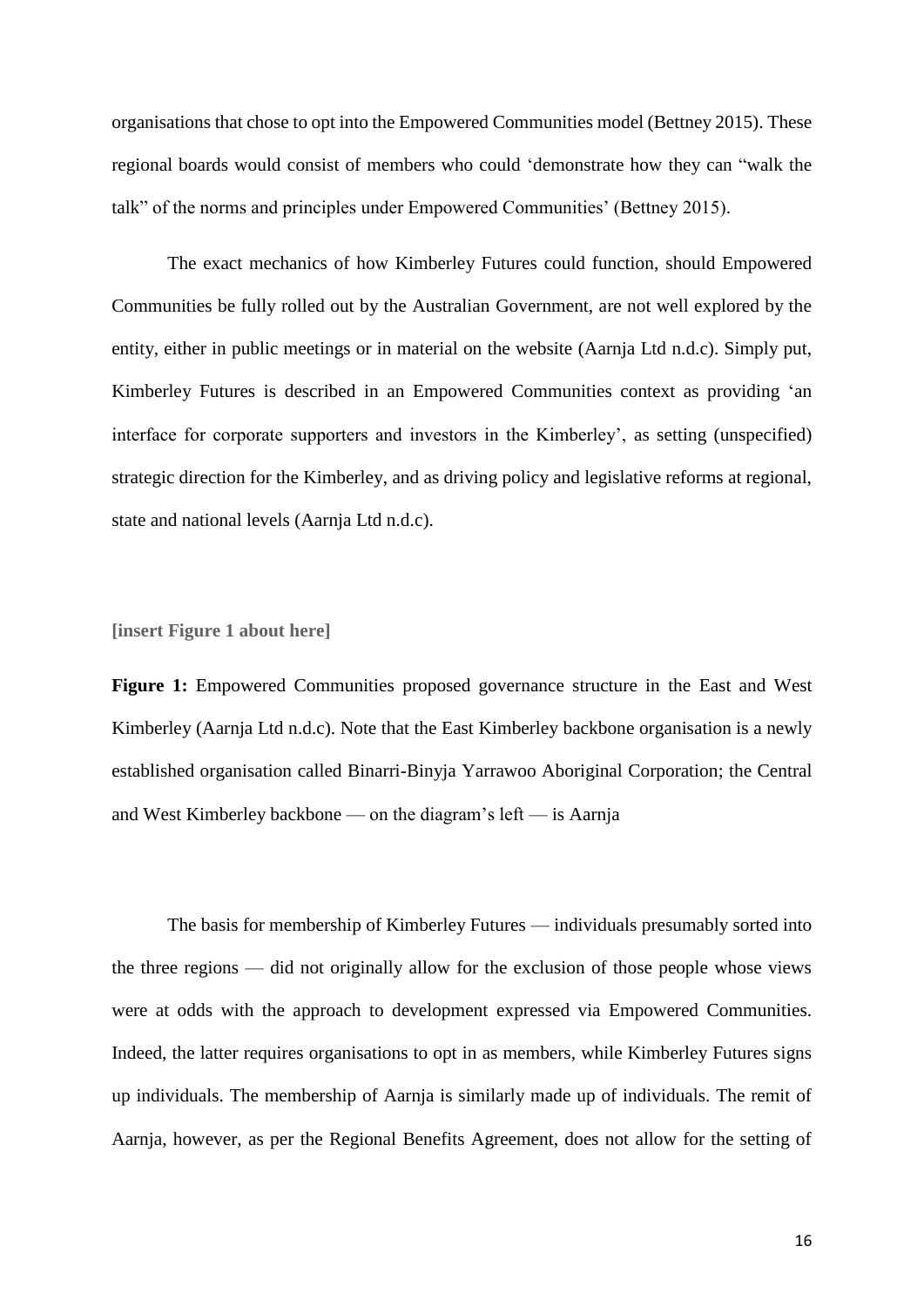organisations that chose to opt into the Empowered Communities model (Bettney 2015). These regional boards would consist of members who could 'demonstrate how they can "walk the talk" of the norms and principles under Empowered Communities' (Bettney 2015).

The exact mechanics of how Kimberley Futures could function, should Empowered Communities be fully rolled out by the Australian Government, are not well explored by the entity, either in public meetings or in material on the website (Aarnja Ltd n.d.c). Simply put, Kimberley Futures is described in an Empowered Communities context as providing 'an interface for corporate supporters and investors in the Kimberley', as setting (unspecified) strategic direction for the Kimberley, and as driving policy and legislative reforms at regional, state and national levels (Aarnja Ltd n.d.c).

**[insert Figure 1 about here]**

**Figure 1:** Empowered Communities proposed governance structure in the East and West Kimberley (Aarnja Ltd n.d.c). Note that the East Kimberley backbone organisation is a newly established organisation called Binarri-Binyja Yarrawoo Aboriginal Corporation; the Central and West Kimberley backbone — on the diagram's left — is Aarnja

The basis for membership of Kimberley Futures — individuals presumably sorted into the three regions — did not originally allow for the exclusion of those people whose views were at odds with the approach to development expressed via Empowered Communities. Indeed, the latter requires organisations to opt in as members, while Kimberley Futures signs up individuals. The membership of Aarnja is similarly made up of individuals. The remit of Aarnja, however, as per the Regional Benefits Agreement, does not allow for the setting of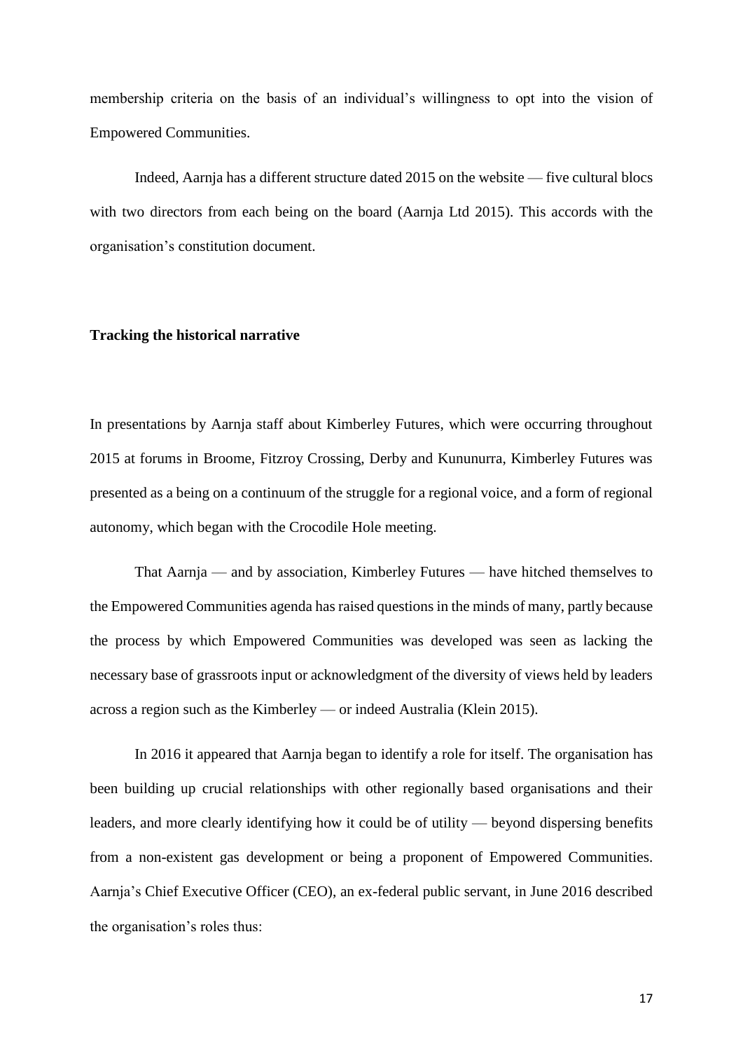membership criteria on the basis of an individual's willingness to opt into the vision of Empowered Communities.

Indeed, Aarnja has a different structure dated 2015 on the website — five cultural blocs with two directors from each being on the board (Aarnja Ltd 2015). This accords with the organisation's constitution document.

**Tracking the historical narrative**

In presentations by Aarnja staff about Kimberley Futures, which were occurring throughout 2015 at forums in Broome, Fitzroy Crossing, Derby and Kununurra, Kimberley Futures was presented as a being on a continuum of the struggle for a regional voice, and a form of regional autonomy, which began with the Crocodile Hole meeting.

That Aarnja — and by association, Kimberley Futures — have hitched themselves to the Empowered Communities agenda has raised questions in the minds of many, partly because the process by which Empowered Communities was developed was seen as lacking the necessary base of grassroots input or acknowledgment of the diversity of views held by leaders across a region such as the Kimberley — or indeed Australia (Klein 2015).

In 2016 it appeared that Aarnja began to identify a role for itself. The organisation has been building up crucial relationships with other regionally based organisations and their leaders, and more clearly identifying how it could be of utility — beyond dispersing benefits from a non-existent gas development or being a proponent of Empowered Communities. Aarnja's Chief Executive Officer (CEO), an ex-federal public servant, in June 2016 described the organisation's roles thus: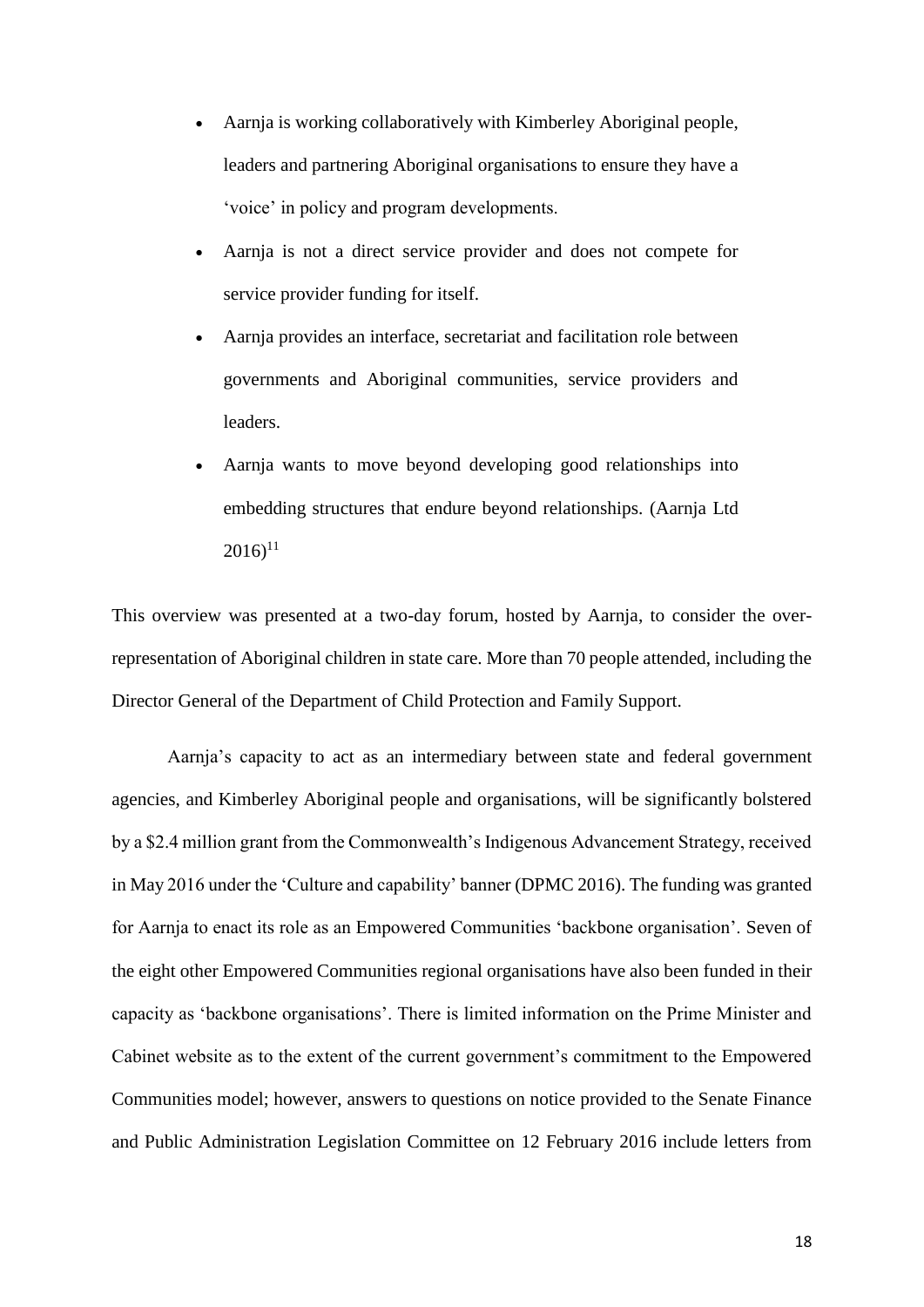- Aarnja is working collaboratively with Kimberley Aboriginal people, leaders and partnering Aboriginal organisations to ensure they have a 'voice' in policy and program developments.
- Aarnja is not a direct service provider and does not compete for service provider funding for itself.
- Aarnja provides an interface, secretariat and facilitation role between governments and Aboriginal communities, service providers and leaders.
- Aarnja wants to move beyond developing good relationships into embedding structures that endure beyond relationships. (Aarnja Ltd 2016)[11]

This overview was presented at a two-day forum, hosted by Aarnja, to consider the over-representation of Aboriginal children in state care. More than 70 people attended, including the Director General of the Department of Child Protection and Family Support.

Aarnja's capacity to act as an intermediary between state and federal government agencies, and Kimberley Aboriginal people and organisations, will be significantly bolstered by a $2.4 million grant from the Commonwealth's Indigenous Advancement Strategy, received in May 2016 under the 'Culture and capability' banner (DPMC 2016). The funding was granted for Aarnja to enact its role as an Empowered Communities 'backbone organisation'. Seven of the eight other Empowered Communities regional organisations have also been funded in their capacity as 'backbone organisations'. There is limited information on the Prime Minister and Cabinet website as to the extent of the current government's commitment to the Empowered Communities model; however, answers to questions on notice provided to the Senate Finance and Public Administration Legislation Committee on 12 February 2016 include letters from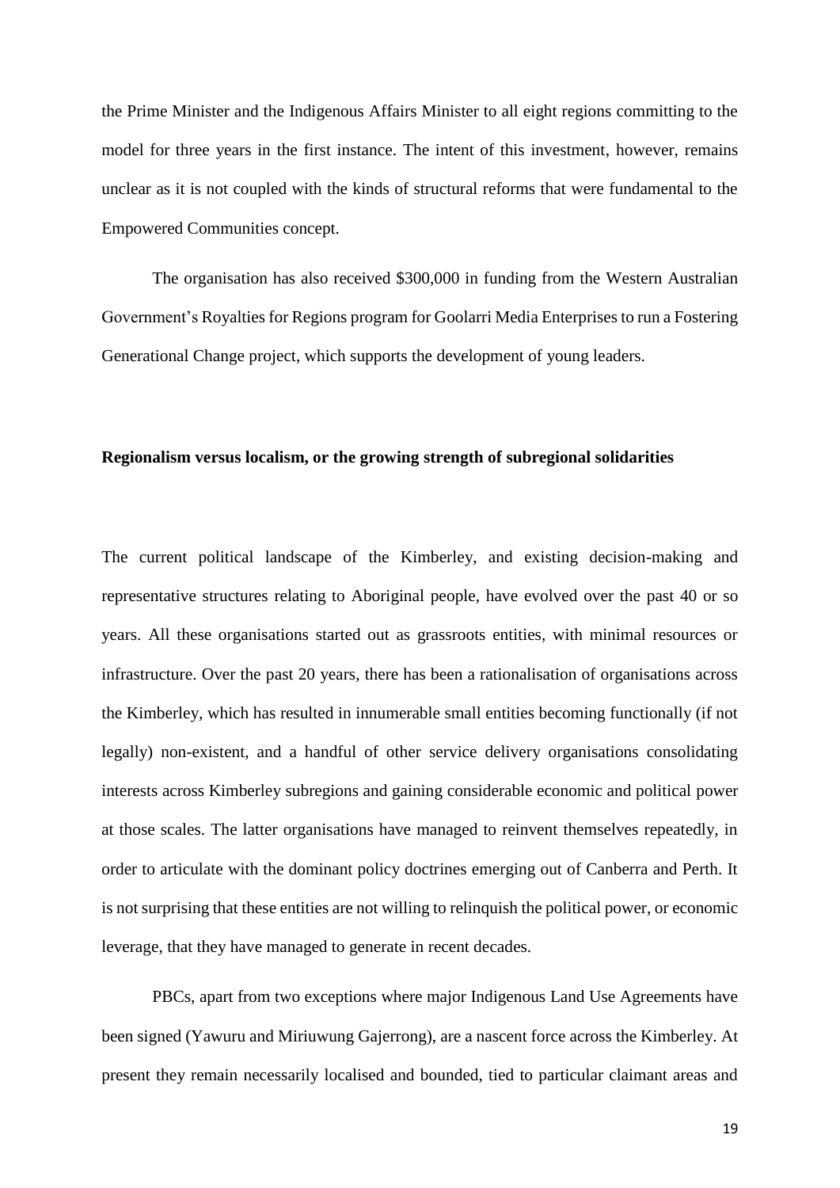the Prime Minister and the Indigenous Affairs Minister to all eight regions committing to the model for three years in the first instance. The intent of this investment, however, remains unclear as it is not coupled with the kinds of structural reforms that were fundamental to the Empowered Communities concept.

The organisation has also received \$300,000 in funding from the Western Australian Government's Royalties for Regions program for Goolarri Media Enterprises to run a Fostering Generational Change project, which supports the development of young leaders.

**Regionalism versus localism, or the growing strength of subregional solidarities**

The current political landscape of the Kimberley, and existing decision-making and representative structures relating to Aboriginal people, have evolved over the past 40 or so years. All these organisations started out as grassroots entities, with minimal resources or infrastructure. Over the past 20 years, there has been a rationalisation of organisations across the Kimberley, which has resulted in innumerable small entities becoming functionally (if not legally) non-existent, and a handful of other service delivery organisations consolidating interests across Kimberley subregions and gaining considerable economic and political power at those scales. The latter organisations have managed to reinvent themselves repeatedly, in order to articulate with the dominant policy doctrines emerging out of Canberra and Perth. It is not surprising that these entities are not willing to relinquish the political power, or economic leverage, that they have managed to generate in recent decades.

PBCs, apart from two exceptions where major Indigenous Land Use Agreements have been signed (Yawuru and Miriuwung Gajerrong), are a nascent force across the Kimberley. At present they remain necessarily localised and bounded, tied to particular claimant areas and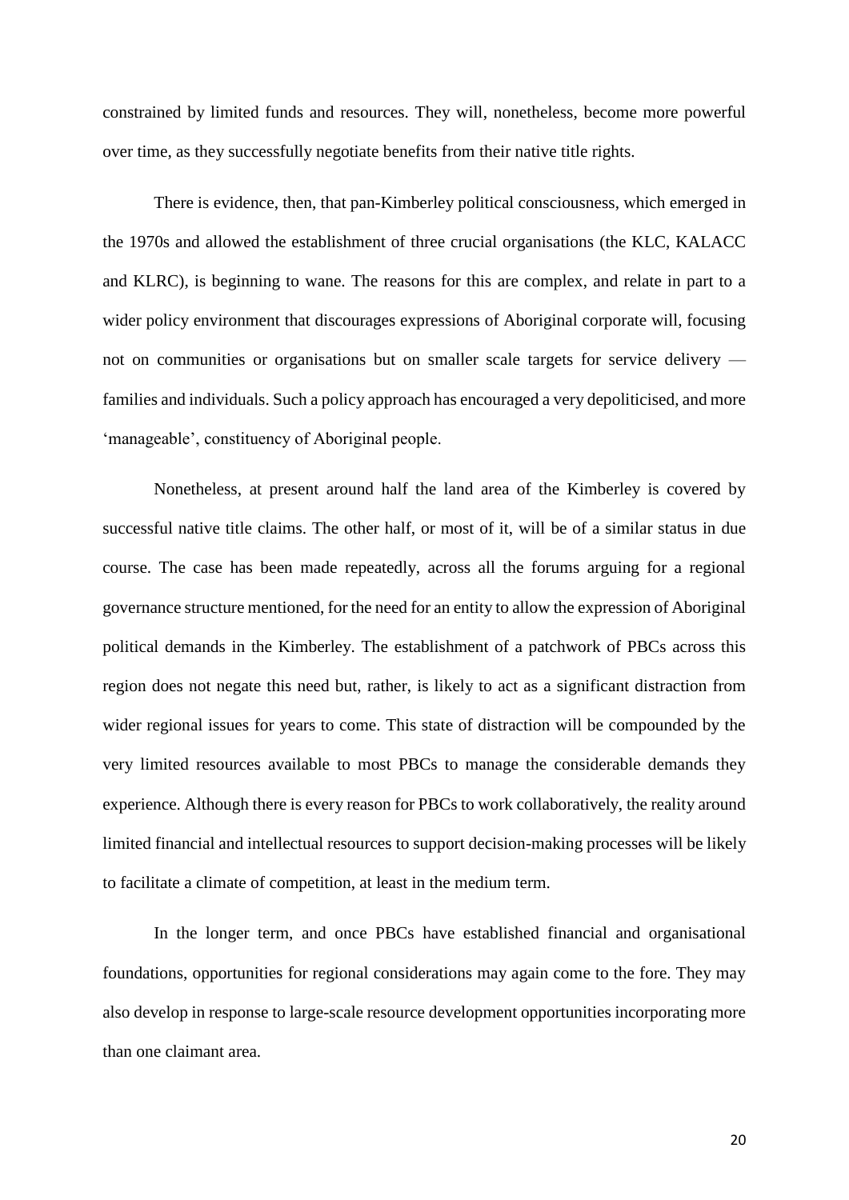constrained by limited funds and resources. They will, nonetheless, become more powerful over time, as they successfully negotiate benefits from their native title rights.

There is evidence, then, that pan-Kimberley political consciousness, which emerged in the 1970s and allowed the establishment of three crucial organisations (the KLC, KALACC and KLRC), is beginning to wane. The reasons for this are complex, and relate in part to a wider policy environment that discourages expressions of Aboriginal corporate will, focusing not on communities or organisations but on smaller scale targets for service delivery — families and individuals. Such a policy approach has encouraged a very depoliticised, and more 'manageable', constituency of Aboriginal people.

Nonetheless, at present around half the land area of the Kimberley is covered by successful native title claims. The other half, or most of it, will be of a similar status in due course. The case has been made repeatedly, across all the forums arguing for a regional governance structure mentioned, for the need for an entity to allow the expression of Aboriginal political demands in the Kimberley. The establishment of a patchwork of PBCs across this region does not negate this need but, rather, is likely to act as a significant distraction from wider regional issues for years to come. This state of distraction will be compounded by the very limited resources available to most PBCs to manage the considerable demands they experience. Although there is every reason for PBCs to work collaboratively, the reality around limited financial and intellectual resources to support decision-making processes will be likely to facilitate a climate of competition, at least in the medium term.

In the longer term, and once PBCs have established financial and organisational foundations, opportunities for regional considerations may again come to the fore. They may also develop in response to large-scale resource development opportunities incorporating more than one claimant area.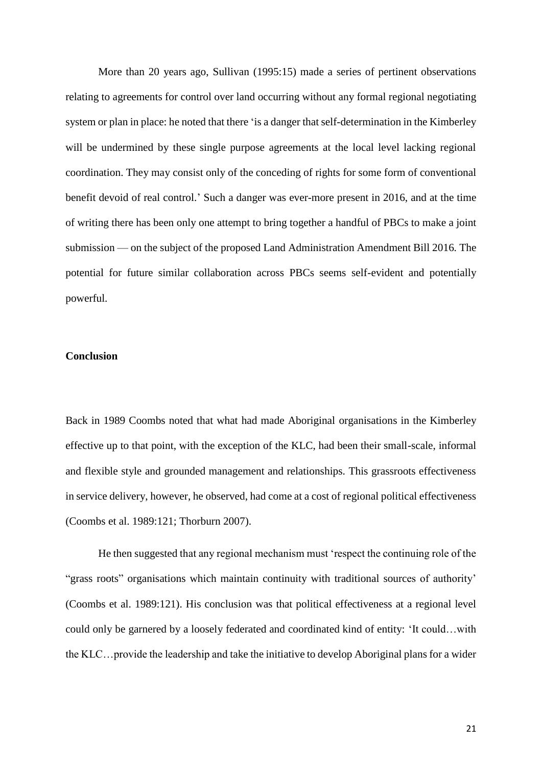More than 20 years ago, Sullivan (1995:15) made a series of pertinent observations relating to agreements for control over land occurring without any formal regional negotiating system or plan in place: he noted that there 'is a danger that self-determination in the Kimberley will be undermined by these single purpose agreements at the local level lacking regional coordination. They may consist only of the conceding of rights for some form of conventional benefit devoid of real control.' Such a danger was ever-more present in 2016, and at the time of writing there has been only one attempt to bring together a handful of PBCs to make a joint submission — on the subject of the proposed Land Administration Amendment Bill 2016. The potential for future similar collaboration across PBCs seems self-evident and potentially powerful.

## Conclusion

Back in 1989 Coombs noted that what had made Aboriginal organisations in the Kimberley effective up to that point, with the exception of the KLC, had been their small-scale, informal and flexible style and grounded management and relationships. This grassroots effectiveness in service delivery, however, he observed, had come at a cost of regional political effectiveness (Coombs et al. 1989:121; Thorburn 2007).

He then suggested that any regional mechanism must 'respect the continuing role of the "grass roots" organisations which maintain continuity with traditional sources of authority' (Coombs et al. 1989:121). His conclusion was that political effectiveness at a regional level could only be garnered by a loosely federated and coordinated kind of entity: 'It could…with the KLC…provide the leadership and take the initiative to develop Aboriginal plans for a wider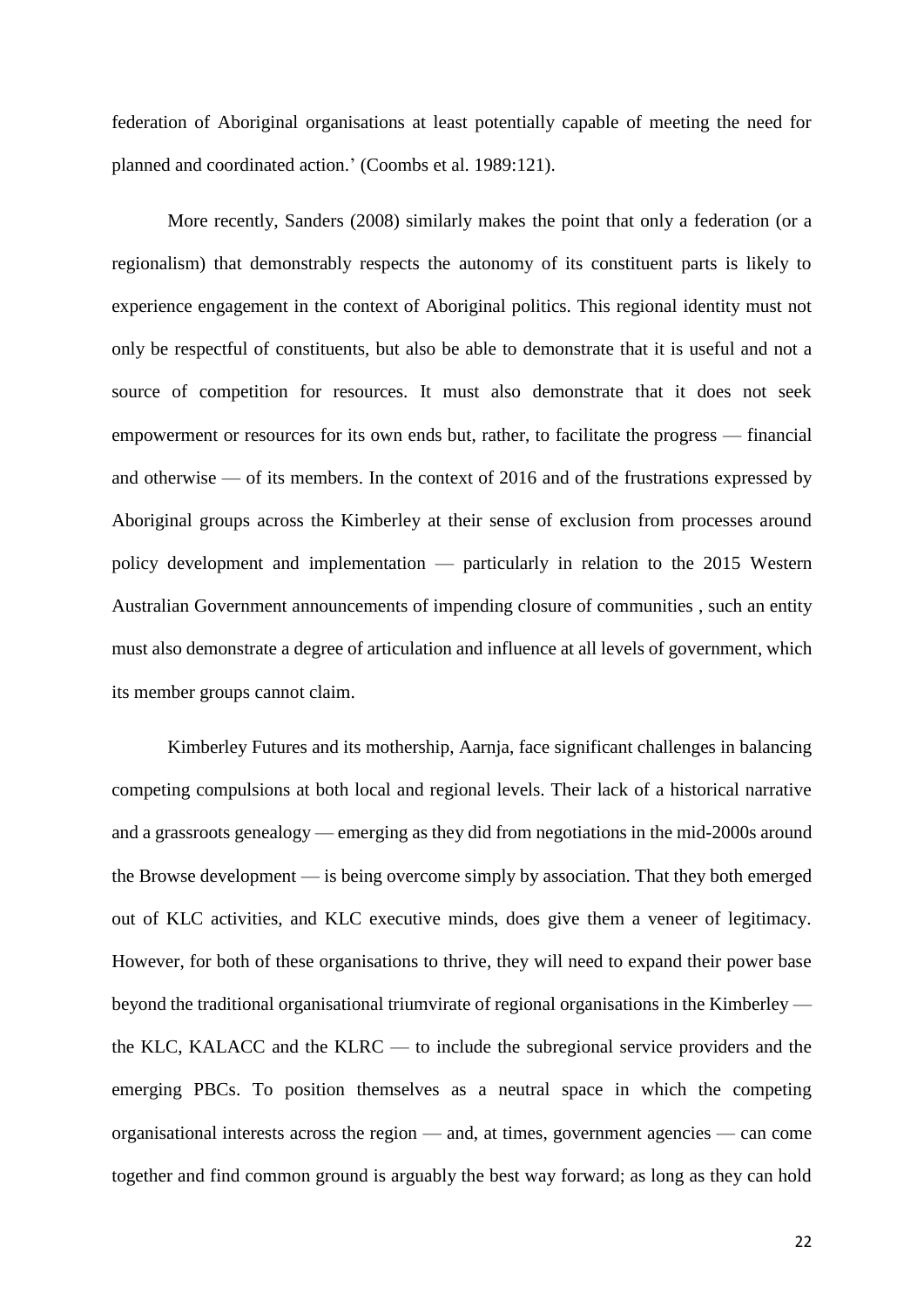federation of Aboriginal organisations at least potentially capable of meeting the need for planned and coordinated action.' (Coombs et al. 1989:121).

More recently, Sanders (2008) similarly makes the point that only a federation (or a regionalism) that demonstrably respects the autonomy of its constituent parts is likely to experience engagement in the context of Aboriginal politics. This regional identity must not only be respectful of constituents, but also be able to demonstrate that it is useful and not a source of competition for resources. It must also demonstrate that it does not seek empowerment or resources for its own ends but, rather, to facilitate the progress — financial and otherwise — of its members. In the context of 2016 and of the frustrations expressed by Aboriginal groups across the Kimberley at their sense of exclusion from processes around policy development and implementation — particularly in relation to the 2015 Western Australian Government announcements of impending closure of communities , such an entity must also demonstrate a degree of articulation and influence at all levels of government, which its member groups cannot claim.

Kimberley Futures and its mothership, Aarnja, face significant challenges in balancing competing compulsions at both local and regional levels. Their lack of a historical narrative and a grassroots genealogy — emerging as they did from negotiations in the mid-2000s around the Browse development — is being overcome simply by association. That they both emerged out of KLC activities, and KLC executive minds, does give them a veneer of legitimacy. However, for both of these organisations to thrive, they will need to expand their power base beyond the traditional organisational triumvirate of regional organisations in the Kimberley — the KLC, KALACC and the KLRC — to include the subregional service providers and the emerging PBCs. To position themselves as a neutral space in which the competing organisational interests across the region — and, at times, government agencies — can come together and find common ground is arguably the best way forward; as long as they can hold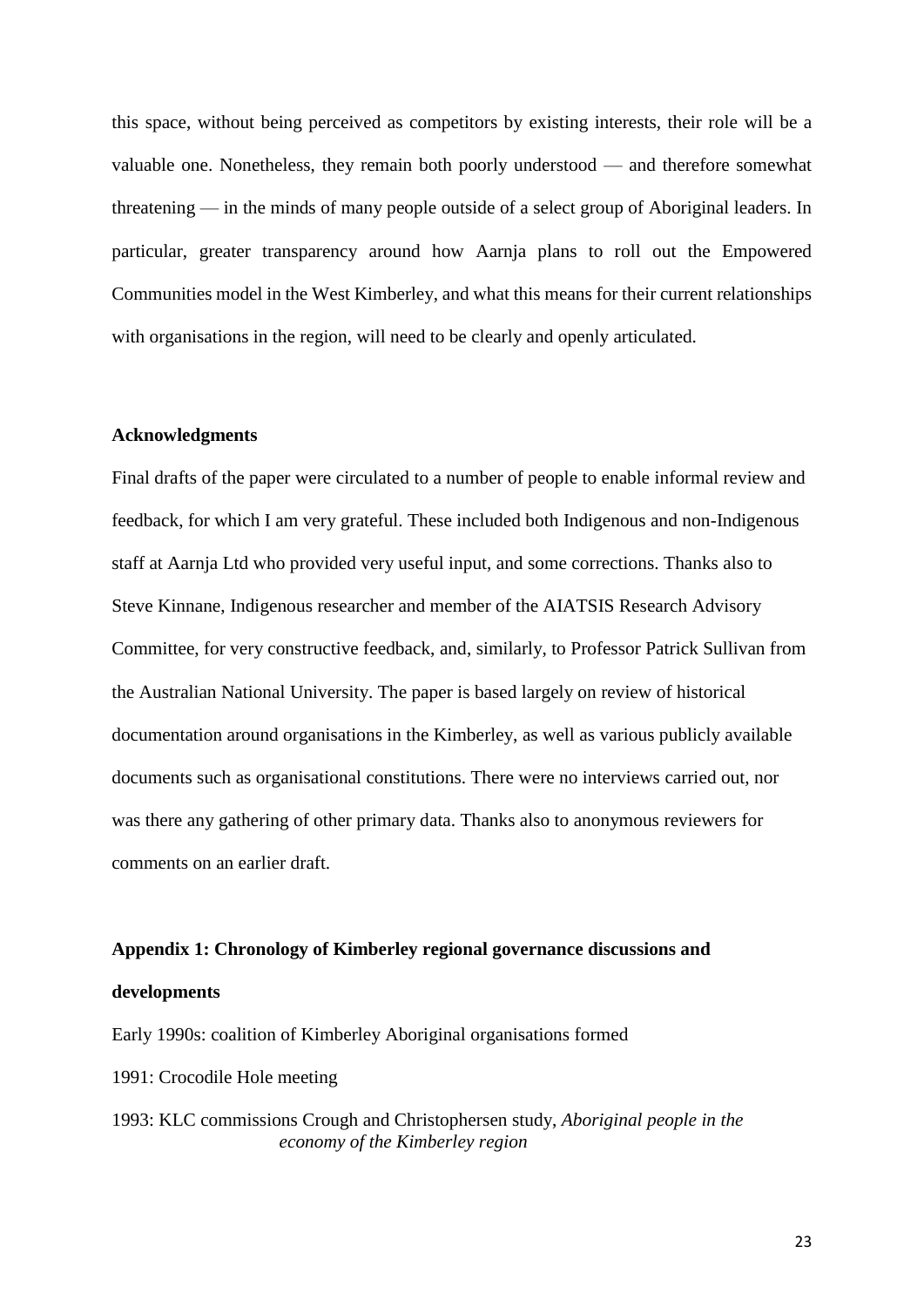this space, without being perceived as competitors by existing interests, their role will be a valuable one. Nonetheless, they remain both poorly understood — and therefore somewhat threatening — in the minds of many people outside of a select group of Aboriginal leaders. In particular, greater transparency around how Aarnja plans to roll out the Empowered Communities model in the West Kimberley, and what this means for their current relationships with organisations in the region, will need to be clearly and openly articulated.

**Acknowledgments**

Final drafts of the paper were circulated to a number of people to enable informal review and feedback, for which I am very grateful. These included both Indigenous and non-Indigenous staff at Aarnja Ltd who provided very useful input, and some corrections. Thanks also to Steve Kinnane, Indigenous researcher and member of the AIATSIS Research Advisory Committee, for very constructive feedback, and, similarly, to Professor Patrick Sullivan from the Australian National University. The paper is based largely on review of historical documentation around organisations in the Kimberley, as well as various publicly available documents such as organisational constitutions. There were no interviews carried out, nor was there any gathering of other primary data. Thanks also to anonymous reviewers for comments on an earlier draft.

**Appendix 1: Chronology of Kimberley regional governance discussions and developments**

Early 1990s: coalition of Kimberley Aboriginal organisations formed

1991: Crocodile Hole meeting

1993: KLC commissions Crough and Christophersen study, *Aboriginal people in the economy of the Kimberley region*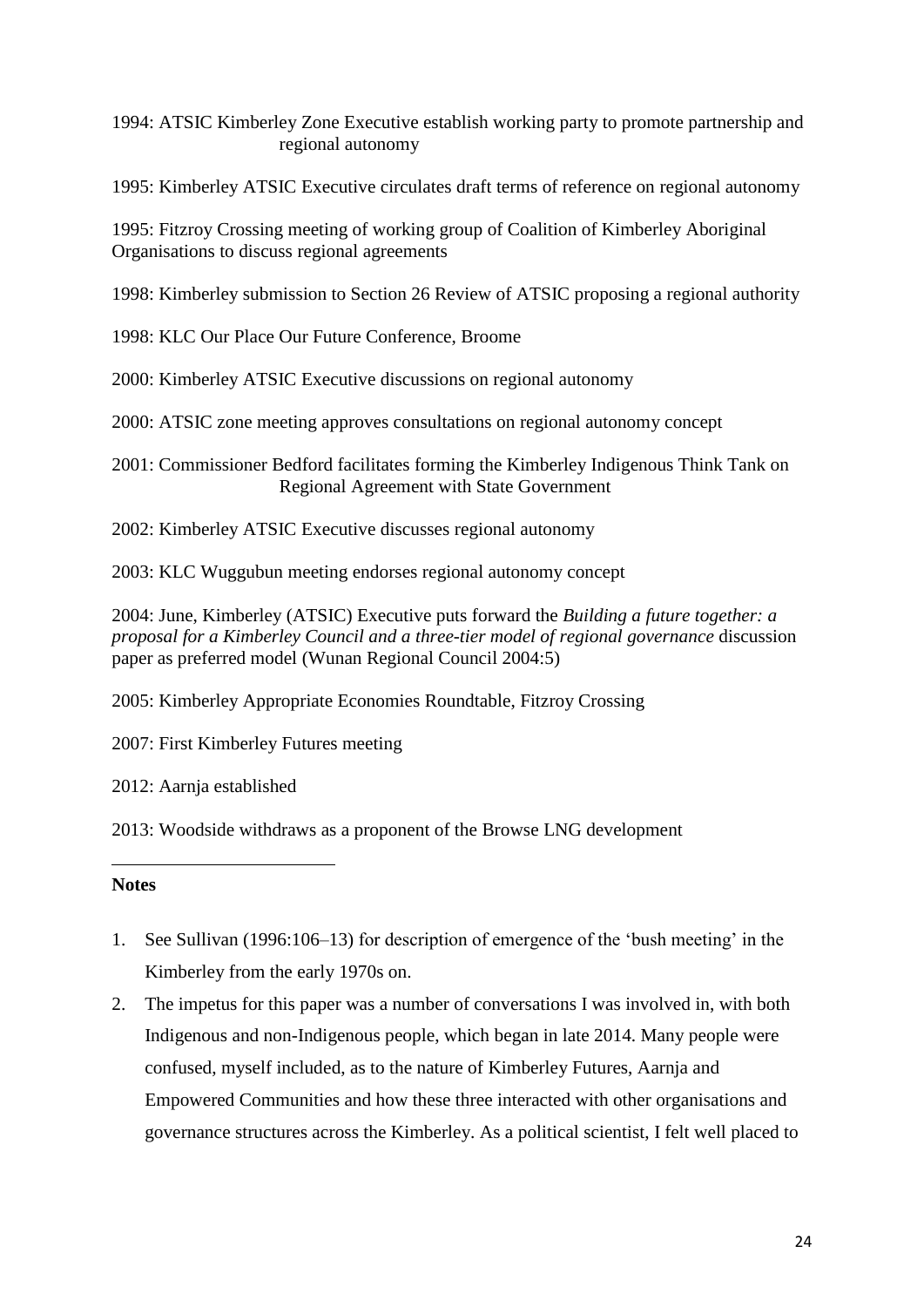1994: ATSIC Kimberley Zone Executive establish working party to promote partnership and regional autonomy

1995: Kimberley ATSIC Executive circulates draft terms of reference on regional autonomy

1995: Fitzroy Crossing meeting of working group of Coalition of Kimberley Aboriginal Organisations to discuss regional agreements

1998: Kimberley submission to Section 26 Review of ATSIC proposing a regional authority

1998: KLC Our Place Our Future Conference, Broome

2000: Kimberley ATSIC Executive discussions on regional autonomy

2000: ATSIC zone meeting approves consultations on regional autonomy concept

2001: Commissioner Bedford facilitates forming the Kimberley Indigenous Think Tank on Regional Agreement with State Government

2002: Kimberley ATSIC Executive discusses regional autonomy

2003: KLC Wuggubun meeting endorses regional autonomy concept

2004: June, Kimberley (ATSIC) Executive puts forward the *Building a future together: a proposal for a Kimberley Council and a three-tier model of regional governance* discussion paper as preferred model (Wunan Regional Council 2004:5)

2005: Kimberley Appropriate Economies Roundtable, Fitzroy Crossing

2007: First Kimberley Futures meeting

2012: Aarnja established

2013: Woodside withdraws as a proponent of the Browse LNG development

---

**Notes**

1. See Sullivan (1996:106–13) for description of emergence of the 'bush meeting' in the Kimberley from the early 1970s on.
2. The impetus for this paper was a number of conversations I was involved in, with both Indigenous and non-Indigenous people, which began in late 2014. Many people were confused, myself included, as to the nature of Kimberley Futures, Aarnja and Empowered Communities and how these three interacted with other organisations and governance structures across the Kimberley. As a political scientist, I felt well placed to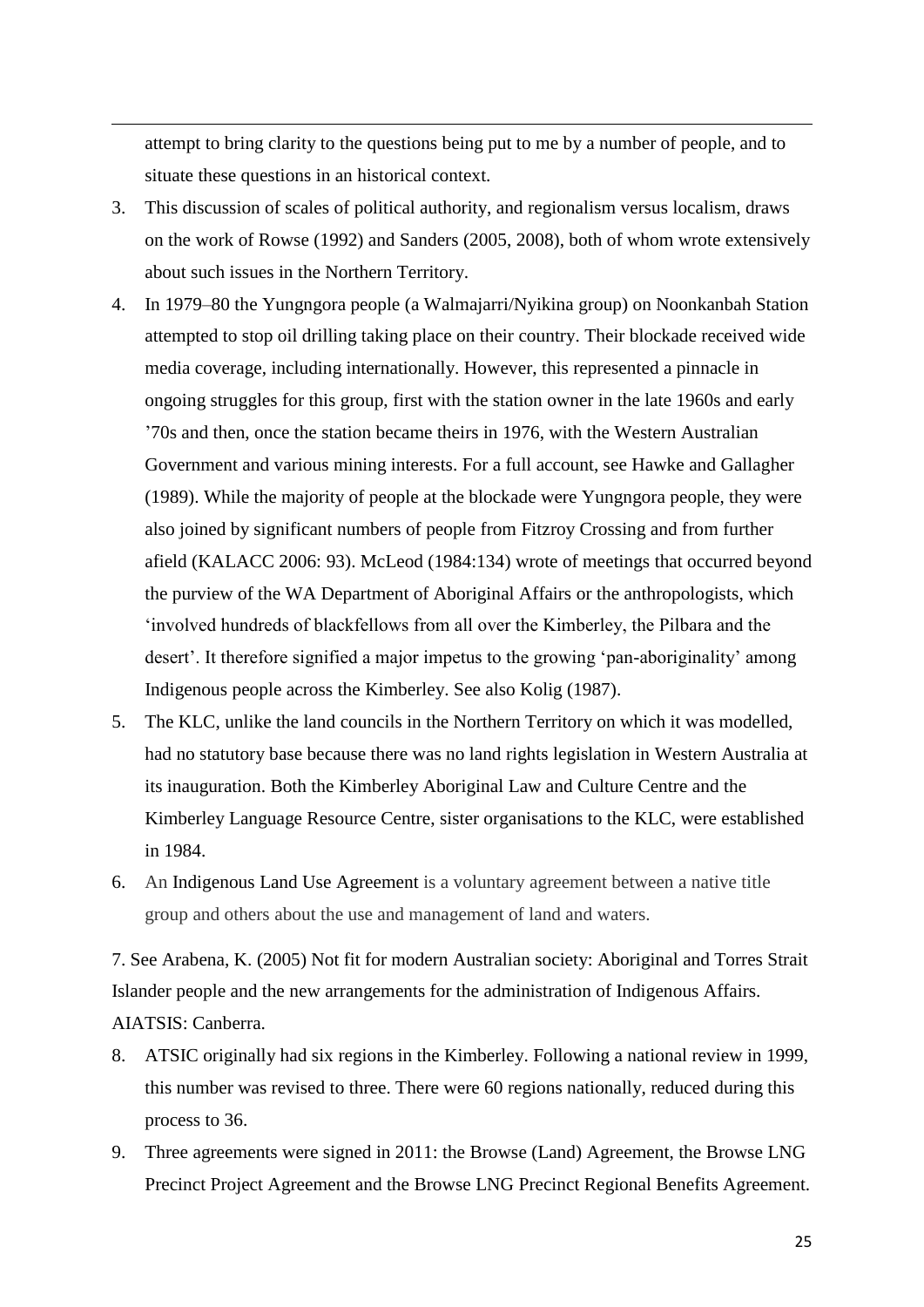attempt to bring clarity to the questions being put to me by a number of people, and to situate these questions in an historical context.

3. This discussion of scales of political authority, and regionalism versus localism, draws on the work of Rowse (1992) and Sanders (2005, 2008), both of whom wrote extensively about such issues in the Northern Territory.

4. In 1979–80 the Yungngora people (a Walmajarri/Nyikina group) on Noonkanbah Station attempted to stop oil drilling taking place on their country. Their blockade received wide media coverage, including internationally. However, this represented a pinnacle in ongoing struggles for this group, first with the station owner in the late 1960s and early '70s and then, once the station became theirs in 1976, with the Western Australian Government and various mining interests. For a full account, see Hawke and Gallagher (1989). While the majority of people at the blockade were Yungngora people, they were also joined by significant numbers of people from Fitzroy Crossing and from further afield (KALACC 2006: 93). McLeod (1984:134) wrote of meetings that occurred beyond the purview of the WA Department of Aboriginal Affairs or the anthropologists, which 'involved hundreds of blackfellows from all over the Kimberley, the Pilbara and the desert'. It therefore signified a major impetus to the growing 'pan-aboriginality' among Indigenous people across the Kimberley. See also Kolig (1987).

5. The KLC, unlike the land councils in the Northern Territory on which it was modelled, had no statutory base because there was no land rights legislation in Western Australia at its inauguration. Both the Kimberley Aboriginal Law and Culture Centre and the Kimberley Language Resource Centre, sister organisations to the KLC, were established in 1984.

6. An Indigenous Land Use Agreement is a voluntary agreement between a native title group and others about the use and management of land and waters.

7. See Arabena, K. (2005) Not fit for modern Australian society: Aboriginal and Torres Strait Islander people and the new arrangements for the administration of Indigenous Affairs. AIATSIS: Canberra.

8. ATSIC originally had six regions in the Kimberley. Following a national review in 1999, this number was revised to three. There were 60 regions nationally, reduced during this process to 36.

9. Three agreements were signed in 2011: the Browse (Land) Agreement, the Browse LNG Precinct Project Agreement and the Browse LNG Precinct Regional Benefits Agreement.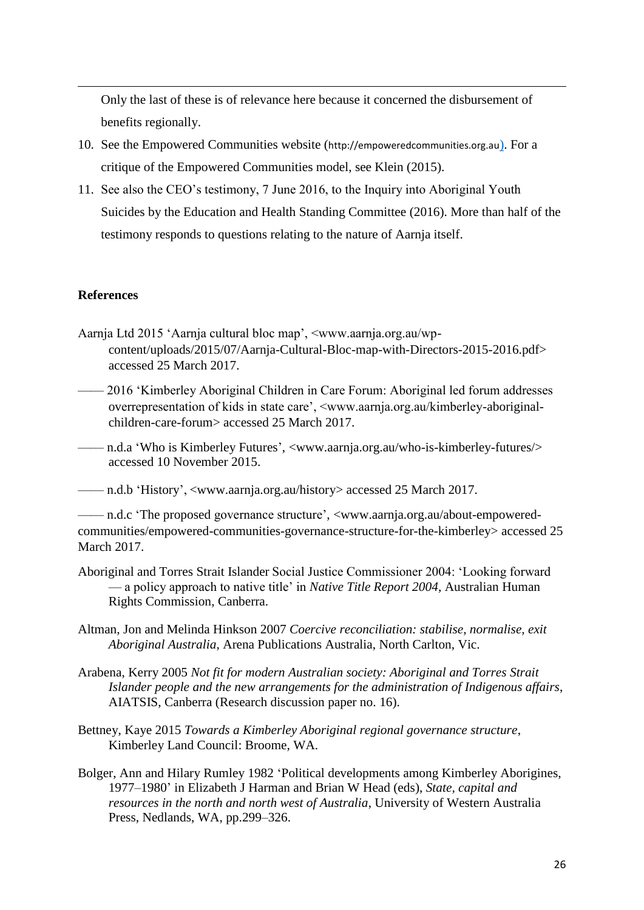Only the last of these is of relevance here because it concerned the disbursement of benefits regionally.

10. See the Empowered Communities website (http://empoweredcommunities.org.au). For a critique of the Empowered Communities model, see Klein (2015).
11. See also the CEO's testimony, 7 June 2016, to the Inquiry into Aboriginal Youth Suicides by the Education and Health Standing Committee (2016). More than half of the testimony responds to questions relating to the nature of Aarnja itself.

**References**

Aarnja Ltd 2015 'Aarnja cultural bloc map', <www.aarnja.org.au/wp-content/uploads/2015/07/Aarnja-Cultural-Bloc-map-with-Directors-2015-2016.pdf> accessed 25 March 2017.

—— 2016 'Kimberley Aboriginal Children in Care Forum: Aboriginal led forum addresses overrepresentation of kids in state care', <www.aarnja.org.au/kimberley-aboriginal-children-care-forum> accessed 25 March 2017.

—— n.d.a 'Who is Kimberley Futures', <www.aarnja.org.au/who-is-kimberley-futures/> accessed 10 November 2015.

—— n.d.b 'History', <www.aarnja.org.au/history> accessed 25 March 2017.

—— n.d.c 'The proposed governance structure', <www.aarnja.org.au/about-empowered-communities/empowered-communities-governance-structure-for-the-kimberley> accessed 25 March 2017.

Aboriginal and Torres Strait Islander Social Justice Commissioner 2004: 'Looking forward — a policy approach to native title' in *Native Title Report 2004*, Australian Human Rights Commission, Canberra.

Altman, Jon and Melinda Hinkson 2007 *Coercive reconciliation: stabilise, normalise, exit Aboriginal Australia*, Arena Publications Australia, North Carlton, Vic.

Arabena, Kerry 2005 *Not fit for modern Australian society: Aboriginal and Torres Strait Islander people and the new arrangements for the administration of Indigenous affairs*, AIATSIS, Canberra (Research discussion paper no. 16).

Bettney, Kaye 2015 *Towards a Kimberley Aboriginal regional governance structure*, Kimberley Land Council: Broome, WA.

Bolger, Ann and Hilary Rumley 1982 'Political developments among Kimberley Aborigines, 1977–1980' in Elizabeth J Harman and Brian W Head (eds), *State, capital and resources in the north and north west of Australia*, University of Western Australia Press, Nedlands, WA, pp.299–326.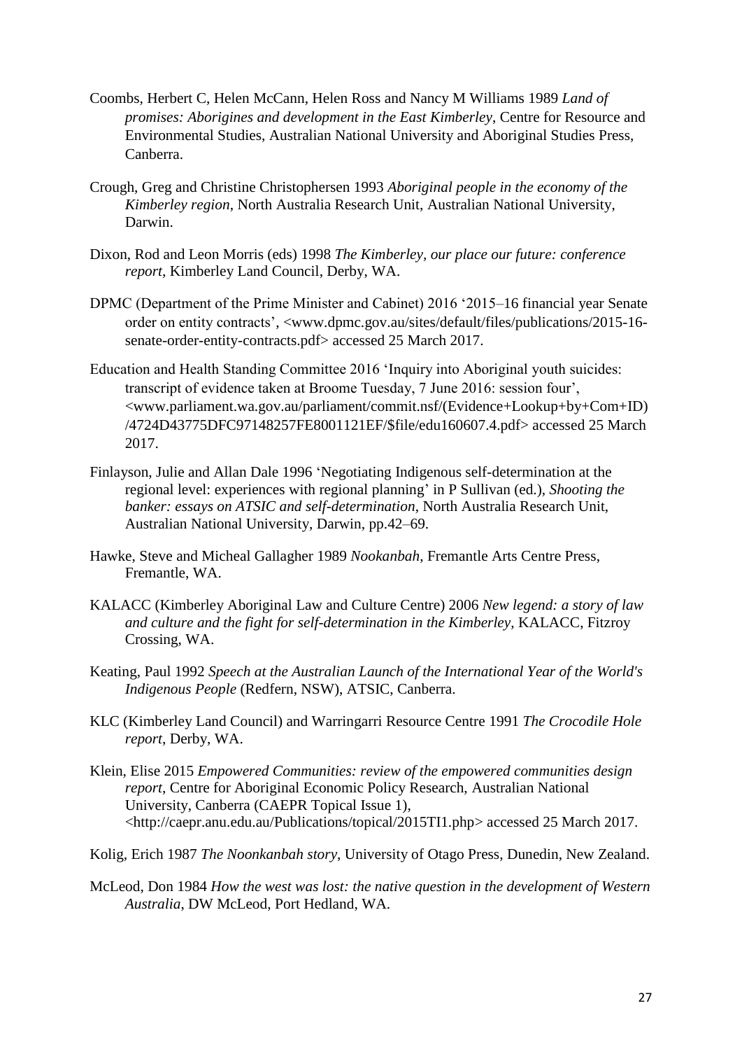Coombs, Herbert C, Helen McCann, Helen Ross and Nancy M Williams 1989 *Land of promises: Aborigines and development in the East Kimberley*, Centre for Resource and Environmental Studies, Australian National University and Aboriginal Studies Press, Canberra.

Crough, Greg and Christine Christophersen 1993 *Aboriginal people in the economy of the Kimberley region*, North Australia Research Unit, Australian National University, Darwin.

Dixon, Rod and Leon Morris (eds) 1998 *The Kimberley, our place our future: conference report*, Kimberley Land Council, Derby, WA.

DPMC (Department of the Prime Minister and Cabinet) 2016 '2015–16 financial year Senate order on entity contracts', <www.dpmc.gov.au/sites/default/files/publications/2015-16-senate-order-entity-contracts.pdf> accessed 25 March 2017.

Education and Health Standing Committee 2016 'Inquiry into Aboriginal youth suicides: transcript of evidence taken at Broome Tuesday, 7 June 2016: session four', <www.parliament.wa.gov.au/parliament/commit.nsf/(Evidence+Lookup+by+Com+ID)/4724D43775DFC97148257FE8001121EF/$file/edu160607.4.pdf> accessed 25 March 2017.

Finlayson, Julie and Allan Dale 1996 'Negotiating Indigenous self-determination at the regional level: experiences with regional planning' in P Sullivan (ed.), *Shooting the banker: essays on ATSIC and self-determination*, North Australia Research Unit, Australian National University, Darwin, pp.42–69.

Hawke, Steve and Micheal Gallagher 1989 *Nookanbah*, Fremantle Arts Centre Press, Fremantle, WA.

KALACC (Kimberley Aboriginal Law and Culture Centre) 2006 *New legend: a story of law and culture and the fight for self-determination in the Kimberley*, KALACC, Fitzroy Crossing, WA.

Keating, Paul 1992 *Speech at the Australian Launch of the International Year of the World's Indigenous People* (Redfern, NSW), ATSIC, Canberra.

KLC (Kimberley Land Council) and Warringarri Resource Centre 1991 *The Crocodile Hole report*, Derby, WA.

Klein, Elise 2015 *Empowered Communities: review of the empowered communities design report*, Centre for Aboriginal Economic Policy Research, Australian National University, Canberra (CAEPR Topical Issue 1), <http://caepr.anu.edu.au/Publications/topical/2015TI1.php> accessed 25 March 2017.

Kolig, Erich 1987 *The Noonkanbah story*, University of Otago Press, Dunedin, New Zealand.

McLeod, Don 1984 *How the west was lost: the native question in the development of Western Australia*, DW McLeod, Port Hedland, WA.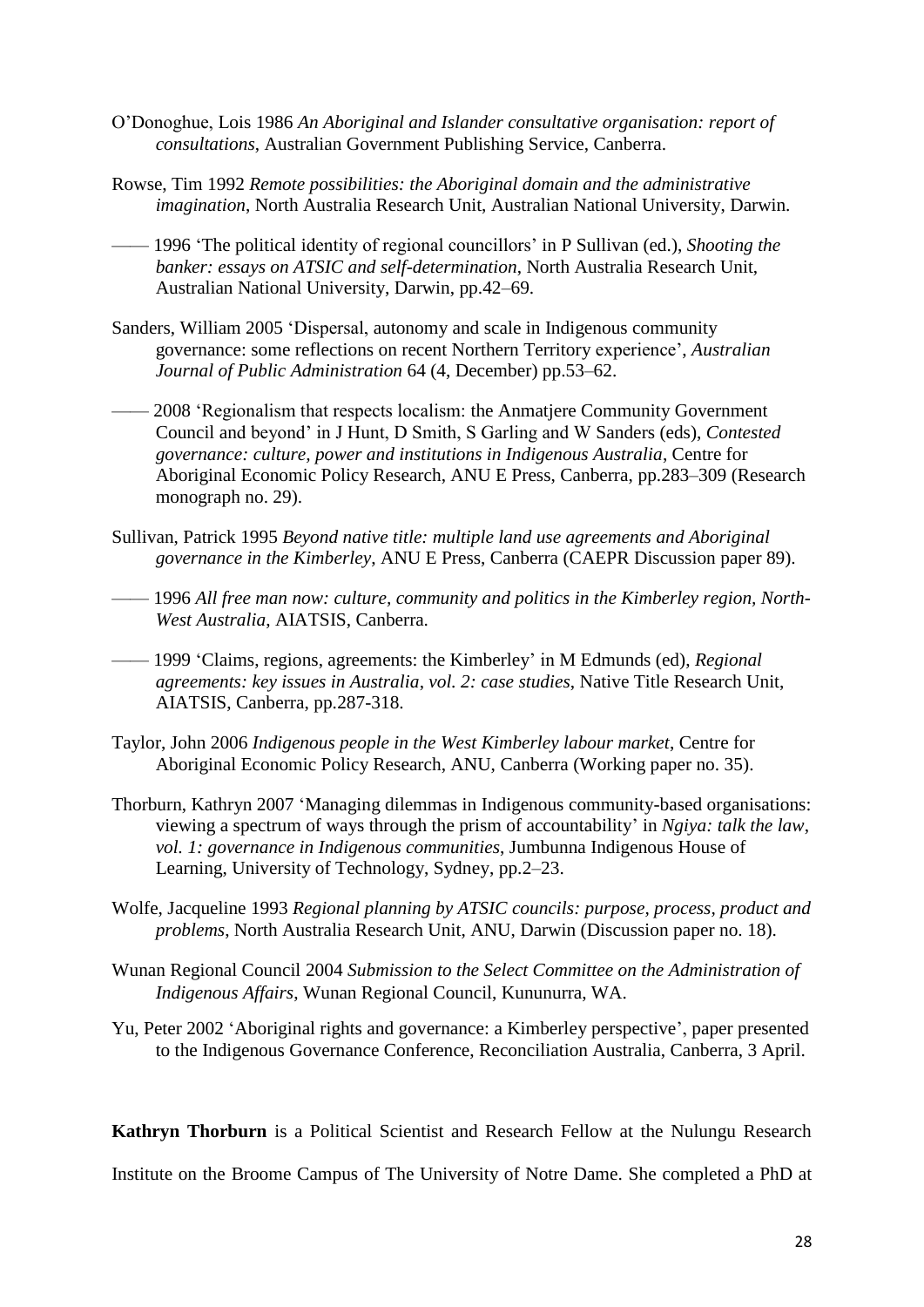O'Donoghue, Lois 1986 *An Aboriginal and Islander consultative organisation: report of consultations*, Australian Government Publishing Service, Canberra.

Rowse, Tim 1992 *Remote possibilities: the Aboriginal domain and the administrative imagination*, North Australia Research Unit, Australian National University, Darwin.

—— 1996 'The political identity of regional councillors' in P Sullivan (ed.), *Shooting the banker: essays on ATSIC and self-determination*, North Australia Research Unit, Australian National University, Darwin, pp.42–69.

Sanders, William 2005 'Dispersal, autonomy and scale in Indigenous community governance: some reflections on recent Northern Territory experience', *Australian Journal of Public Administration* 64 (4, December) pp.53–62.

—— 2008 'Regionalism that respects localism: the Anmatjere Community Government Council and beyond' in J Hunt, D Smith, S Garling and W Sanders (eds), *Contested governance: culture, power and institutions in Indigenous Australia*, Centre for Aboriginal Economic Policy Research, ANU E Press, Canberra, pp.283–309 (Research monograph no. 29).

Sullivan, Patrick 1995 *Beyond native title: multiple land use agreements and Aboriginal governance in the Kimberley*, ANU E Press, Canberra (CAEPR Discussion paper 89).

—— 1996 *All free man now: culture, community and politics in the Kimberley region, North-West Australia*, AIATSIS, Canberra.

—— 1999 'Claims, regions, agreements: the Kimberley' in M Edmunds (ed), *Regional agreements: key issues in Australia, vol. 2: case studies*, Native Title Research Unit, AIATSIS, Canberra, pp.287-318.

Taylor, John 2006 *Indigenous people in the West Kimberley labour market*, Centre for Aboriginal Economic Policy Research, ANU, Canberra (Working paper no. 35).

Thorburn, Kathryn 2007 'Managing dilemmas in Indigenous community-based organisations: viewing a spectrum of ways through the prism of accountability' in *Ngiya: talk the law, vol. 1: governance in Indigenous communities*, Jumbunna Indigenous House of Learning, University of Technology, Sydney, pp.2–23.

Wolfe, Jacqueline 1993 *Regional planning by ATSIC councils: purpose, process, product and problems*, North Australia Research Unit, ANU, Darwin (Discussion paper no. 18).

Wunan Regional Council 2004 *Submission to the Select Committee on the Administration of Indigenous Affairs*, Wunan Regional Council, Kununurra, WA.

Yu, Peter 2002 'Aboriginal rights and governance: a Kimberley perspective', paper presented to the Indigenous Governance Conference, Reconciliation Australia, Canberra, 3 April.

**Kathryn Thorburn** is a Political Scientist and Research Fellow at the Nulungu Research Institute on the Broome Campus of The University of Notre Dame. She completed a PhD at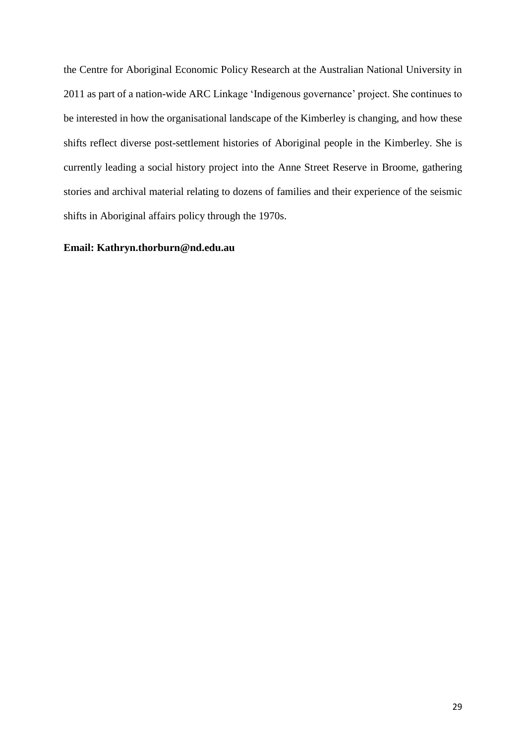the Centre for Aboriginal Economic Policy Research at the Australian National University in 2011 as part of a nation-wide ARC Linkage 'Indigenous governance' project. She continues to be interested in how the organisational landscape of the Kimberley is changing, and how these shifts reflect diverse post-settlement histories of Aboriginal people in the Kimberley. She is currently leading a social history project into the Anne Street Reserve in Broome, gathering stories and archival material relating to dozens of families and their experience of the seismic shifts in Aboriginal affairs policy through the 1970s.

**Email: Kathryn.thorburn@nd.edu.au**